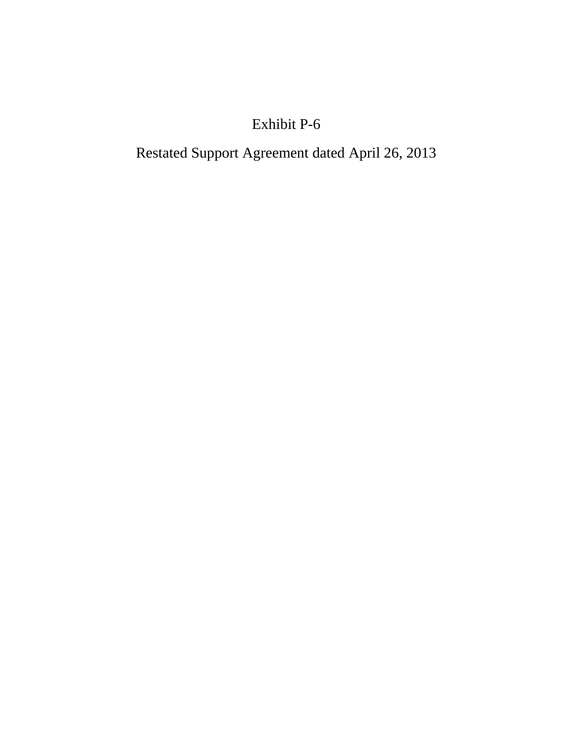# Exhibit P-6

## Restated Support Agreement dated April 26, 2013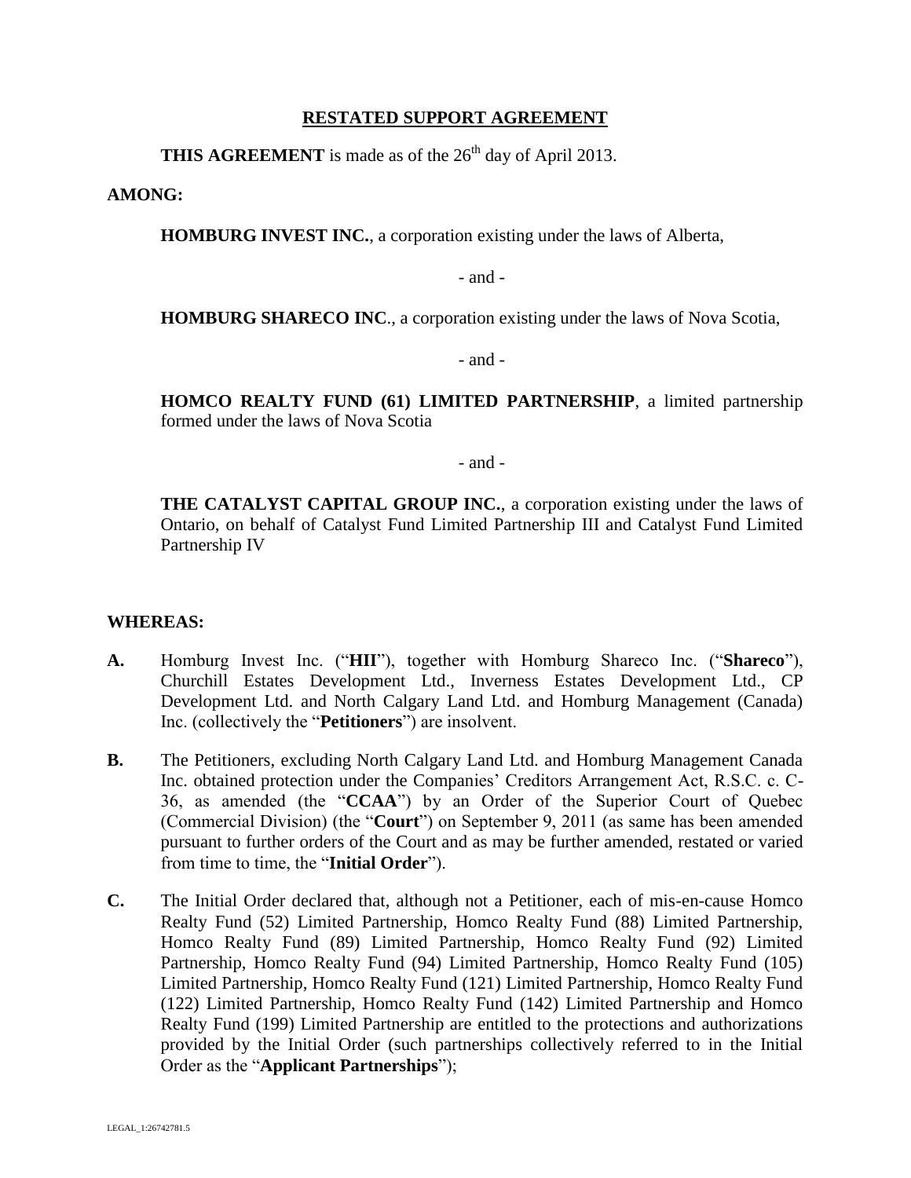# RESTATED SUPPORT AGREEMENT

**THIS AGREEMENT** is made as of the 26th day of April 2013.

**AMONG:**

**HOMBURG INVEST INC.**, a corporation existing under the laws of Alberta,

- and -

**HOMBURG SHARECO INC**., a corporation existing under the laws of Nova Scotia,

- and -

**HOMCO REALTY FUND (61) LIMITED PARTNERSHIP**, a limited partnership formed under the laws of Nova Scotia

- and -

**THE CATALYST CAPITAL GROUP INC.**, a corporation existing under the laws of Ontario, on behalf of Catalyst Fund Limited Partnership III and Catalyst Fund Limited Partnership IV

**WHEREAS:**

**A.** Homburg Invest Inc. ("**HII**"), together with Homburg Shareco Inc. ("**Shareco**"), Churchill Estates Development Ltd., Inverness Estates Development Ltd., CP Development Ltd. and North Calgary Land Ltd. and Homburg Management (Canada) Inc. (collectively the "**Petitioners**") are insolvent.

**B.** The Petitioners, excluding North Calgary Land Ltd. and Homburg Management Canada Inc. obtained protection under the Companies' Creditors Arrangement Act, R.S.C. c. C-36, as amended (the "**CCAA**") by an Order of the Superior Court of Quebec (Commercial Division) (the "**Court**") on September 9, 2011 (as same has been amended pursuant to further orders of the Court and as may be further amended, restated or varied from time to time, the "**Initial Order**").

**C.** The Initial Order declared that, although not a Petitioner, each of mis-en-cause Homco Realty Fund (52) Limited Partnership, Homco Realty Fund (88) Limited Partnership, Homco Realty Fund (89) Limited Partnership, Homco Realty Fund (92) Limited Partnership, Homco Realty Fund (94) Limited Partnership, Homco Realty Fund (105) Limited Partnership, Homco Realty Fund (121) Limited Partnership, Homco Realty Fund (122) Limited Partnership, Homco Realty Fund (142) Limited Partnership and Homco Realty Fund (199) Limited Partnership are entitled to the protections and authorizations provided by the Initial Order (such partnerships collectively referred to in the Initial Order as the "**Applicant Partnerships**");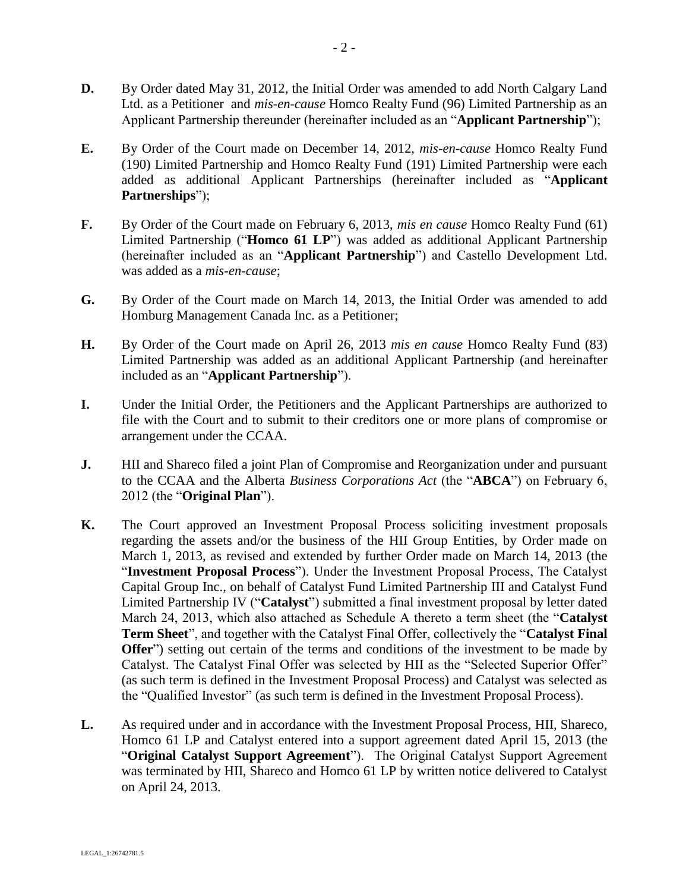**D.** By Order dated May 31, 2012, the Initial Order was amended to add North Calgary Land Ltd. as a Petitioner and *mis-en-cause* Homco Realty Fund (96) Limited Partnership as an Applicant Partnership thereunder (hereinafter included as an "**Applicant Partnership**");

**E.** By Order of the Court made on December 14, 2012, *mis-en-cause* Homco Realty Fund (190) Limited Partnership and Homco Realty Fund (191) Limited Partnership were each added as additional Applicant Partnerships (hereinafter included as "**Applicant Partnerships**");

**F.** By Order of the Court made on February 6, 2013, *mis en cause* Homco Realty Fund (61) Limited Partnership ("**Homco 61 LP**") was added as additional Applicant Partnership (hereinafter included as an "**Applicant Partnership**") and Castello Development Ltd. was added as a *mis-en-cause*;

**G.** By Order of the Court made on March 14, 2013, the Initial Order was amended to add Homburg Management Canada Inc. as a Petitioner;

**H.** By Order of the Court made on April 26, 2013 *mis en cause* Homco Realty Fund (83) Limited Partnership was added as an additional Applicant Partnership (and hereinafter included as an "**Applicant Partnership**").

**I.** Under the Initial Order, the Petitioners and the Applicant Partnerships are authorized to file with the Court and to submit to their creditors one or more plans of compromise or arrangement under the CCAA.

**J.** HII and Shareco filed a joint Plan of Compromise and Reorganization under and pursuant to the CCAA and the Alberta *Business Corporations Act* (the "**ABCA**") on February 6, 2012 (the "**Original Plan**").

**K.** The Court approved an Investment Proposal Process soliciting investment proposals regarding the assets and/or the business of the HII Group Entities, by Order made on March 1, 2013, as revised and extended by further Order made on March 14, 2013 (the "**Investment Proposal Process**"). Under the Investment Proposal Process, The Catalyst Capital Group Inc., on behalf of Catalyst Fund Limited Partnership III and Catalyst Fund Limited Partnership IV ("**Catalyst**") submitted a final investment proposal by letter dated March 24, 2013, which also attached as Schedule A thereto a term sheet (the "**Catalyst Term Sheet**", and together with the Catalyst Final Offer, collectively the "**Catalyst Final Offer**") setting out certain of the terms and conditions of the investment to be made by Catalyst. The Catalyst Final Offer was selected by HII as the "Selected Superior Offer" (as such term is defined in the Investment Proposal Process) and Catalyst was selected as the "Qualified Investor" (as such term is defined in the Investment Proposal Process).

**L.** As required under and in accordance with the Investment Proposal Process, HII, Shareco, Homco 61 LP and Catalyst entered into a support agreement dated April 15, 2013 (the "**Original Catalyst Support Agreement**"). The Original Catalyst Support Agreement was terminated by HII, Shareco and Homco 61 LP by written notice delivered to Catalyst on April 24, 2013.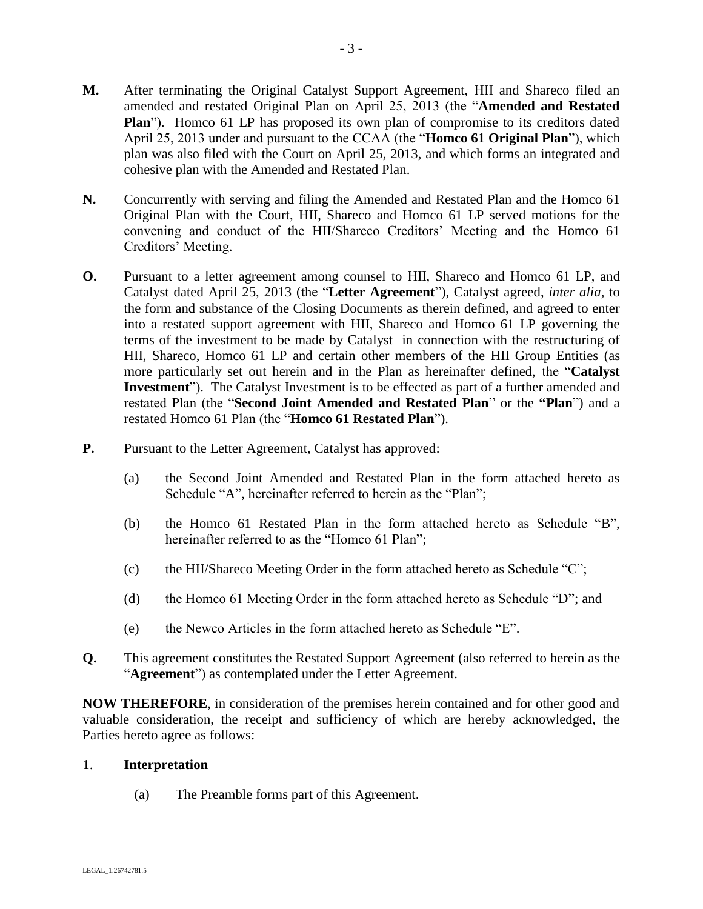**M.** After terminating the Original Catalyst Support Agreement, HII and Shareco filed an amended and restated Original Plan on April 25, 2013 (the "**Amended and Restated Plan**"). Homco 61 LP has proposed its own plan of compromise to its creditors dated April 25, 2013 under and pursuant to the CCAA (the "**Homco 61 Original Plan**"), which plan was also filed with the Court on April 25, 2013, and which forms an integrated and cohesive plan with the Amended and Restated Plan.

**N.** Concurrently with serving and filing the Amended and Restated Plan and the Homco 61 Original Plan with the Court, HII, Shareco and Homco 61 LP served motions for the convening and conduct of the HII/Shareco Creditors' Meeting and the Homco 61 Creditors' Meeting.

**O.** Pursuant to a letter agreement among counsel to HII, Shareco and Homco 61 LP, and Catalyst dated April 25, 2013 (the "**Letter Agreement**"), Catalyst agreed, *inter alia*, to the form and substance of the Closing Documents as therein defined, and agreed to enter into a restated support agreement with HII, Shareco and Homco 61 LP governing the terms of the investment to be made by Catalyst in connection with the restructuring of HII, Shareco, Homco 61 LP and certain other members of the HII Group Entities (as more particularly set out herein and in the Plan as hereinafter defined, the "**Catalyst Investment**"). The Catalyst Investment is to be effected as part of a further amended and restated Plan (the "**Second Joint Amended and Restated Plan**" or the **"Plan**") and a restated Homco 61 Plan (the "**Homco 61 Restated Plan**").

**P.** Pursuant to the Letter Agreement, Catalyst has approved:

(a) the Second Joint Amended and Restated Plan in the form attached hereto as Schedule "A", hereinafter referred to herein as the "Plan";

(b) the Homco 61 Restated Plan in the form attached hereto as Schedule "B", hereinafter referred to as the "Homco 61 Plan";

(c) the HII/Shareco Meeting Order in the form attached hereto as Schedule "C";

(d) the Homco 61 Meeting Order in the form attached hereto as Schedule "D"; and

(e) the Newco Articles in the form attached hereto as Schedule "E".

**Q.** This agreement constitutes the Restated Support Agreement (also referred to herein as the "**Agreement**") as contemplated under the Letter Agreement.

**NOW THEREFORE**, in consideration of the premises herein contained and for other good and valuable consideration, the receipt and sufficiency of which are hereby acknowledged, the Parties hereto agree as follows:

1. **Interpretation**

(a) The Preamble forms part of this Agreement.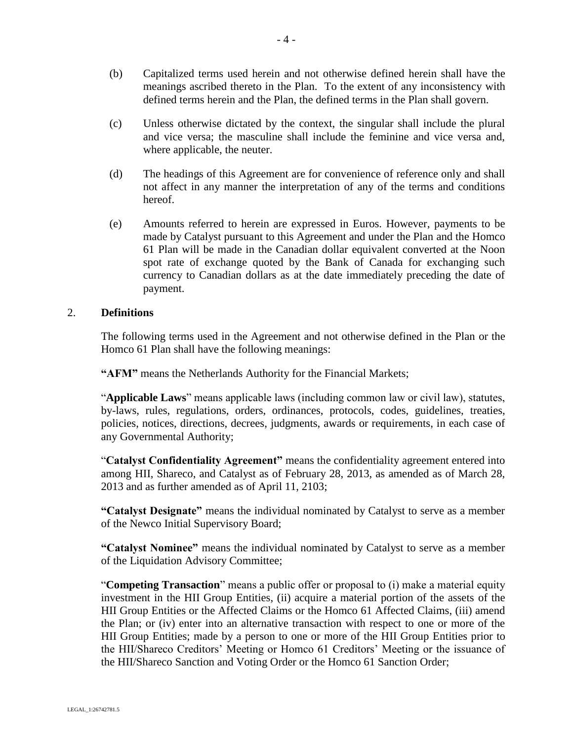(b) Capitalized terms used herein and not otherwise defined herein shall have the meanings ascribed thereto in the Plan. To the extent of any inconsistency with defined terms herein and the Plan, the defined terms in the Plan shall govern.

(c) Unless otherwise dictated by the context, the singular shall include the plural and vice versa; the masculine shall include the feminine and vice versa and, where applicable, the neuter.

(d) The headings of this Agreement are for convenience of reference only and shall not affect in any manner the interpretation of any of the terms and conditions hereof.

(e) Amounts referred to herein are expressed in Euros. However, payments to be made by Catalyst pursuant to this Agreement and under the Plan and the Homco 61 Plan will be made in the Canadian dollar equivalent converted at the Noon spot rate of exchange quoted by the Bank of Canada for exchanging such currency to Canadian dollars as at the date immediately preceding the date of payment.

2. **Definitions**

The following terms used in the Agreement and not otherwise defined in the Plan or the Homco 61 Plan shall have the following meanings:

**"AFM"** means the Netherlands Authority for the Financial Markets;

"**Applicable Laws**" means applicable laws (including common law or civil law), statutes, by-laws, rules, regulations, orders, ordinances, protocols, codes, guidelines, treaties, policies, notices, directions, decrees, judgments, awards or requirements, in each case of any Governmental Authority;

"**Catalyst Confidentiality Agreement"** means the confidentiality agreement entered into among HII, Shareco, and Catalyst as of February 28, 2013, as amended as of March 28, 2013 and as further amended as of April 11, 2103;

**"Catalyst Designate"** means the individual nominated by Catalyst to serve as a member of the Newco Initial Supervisory Board;

**"Catalyst Nominee"** means the individual nominated by Catalyst to serve as a member of the Liquidation Advisory Committee;

"**Competing Transaction**" means a public offer or proposal to (i) make a material equity investment in the HII Group Entities, (ii) acquire a material portion of the assets of the HII Group Entities or the Affected Claims or the Homco 61 Affected Claims, (iii) amend the Plan; or (iv) enter into an alternative transaction with respect to one or more of the HII Group Entities; made by a person to one or more of the HII Group Entities prior to the HII/Shareco Creditors' Meeting or Homco 61 Creditors' Meeting or the issuance of the HII/Shareco Sanction and Voting Order or the Homco 61 Sanction Order;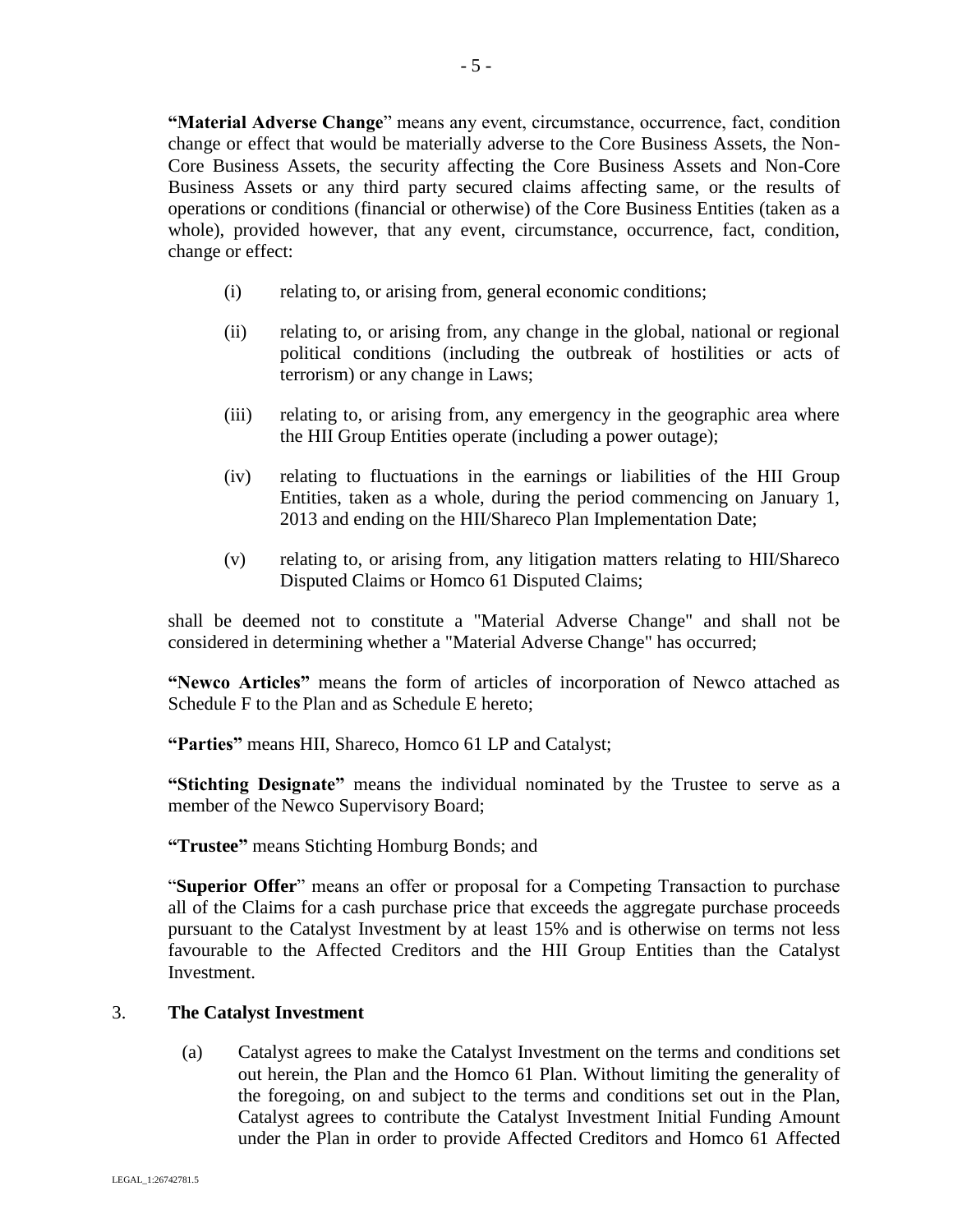**"Material Adverse Change"** means any event, circumstance, occurrence, fact, condition change or effect that would be materially adverse to the Core Business Assets, the Non-Core Business Assets, the security affecting the Core Business Assets and Non-Core Business Assets or any third party secured claims affecting same, or the results of operations or conditions (financial or otherwise) of the Core Business Entities (taken as a whole), provided however, that any event, circumstance, occurrence, fact, condition, change or effect:

(i) relating to, or arising from, general economic conditions;

(ii) relating to, or arising from, any change in the global, national or regional political conditions (including the outbreak of hostilities or acts of terrorism) or any change in Laws;

(iii) relating to, or arising from, any emergency in the geographic area where the HII Group Entities operate (including a power outage);

(iv) relating to fluctuations in the earnings or liabilities of the HII Group Entities, taken as a whole, during the period commencing on January 1, 2013 and ending on the HII/Shareco Plan Implementation Date;

(v) relating to, or arising from, any litigation matters relating to HII/Shareco Disputed Claims or Homco 61 Disputed Claims;

shall be deemed not to constitute a "Material Adverse Change" and shall not be considered in determining whether a "Material Adverse Change" has occurred;

**"Newco Articles"** means the form of articles of incorporation of Newco attached as Schedule F to the Plan and as Schedule E hereto;

**"Parties"** means HII, Shareco, Homco 61 LP and Catalyst;

**"Stichting Designate"** means the individual nominated by the Trustee to serve as a member of the Newco Supervisory Board;

**"Trustee"** means Stichting Homburg Bonds; and

"**Superior Offer**" means an offer or proposal for a Competing Transaction to purchase all of the Claims for a cash purchase price that exceeds the aggregate purchase proceeds pursuant to the Catalyst Investment by at least 15% and is otherwise on terms not less favourable to the Affected Creditors and the HII Group Entities than the Catalyst Investment.

## 3. The Catalyst Investment

(a) Catalyst agrees to make the Catalyst Investment on the terms and conditions set out herein, the Plan and the Homco 61 Plan. Without limiting the generality of the foregoing, on and subject to the terms and conditions set out in the Plan, Catalyst agrees to contribute the Catalyst Investment Initial Funding Amount under the Plan in order to provide Affected Creditors and Homco 61 Affected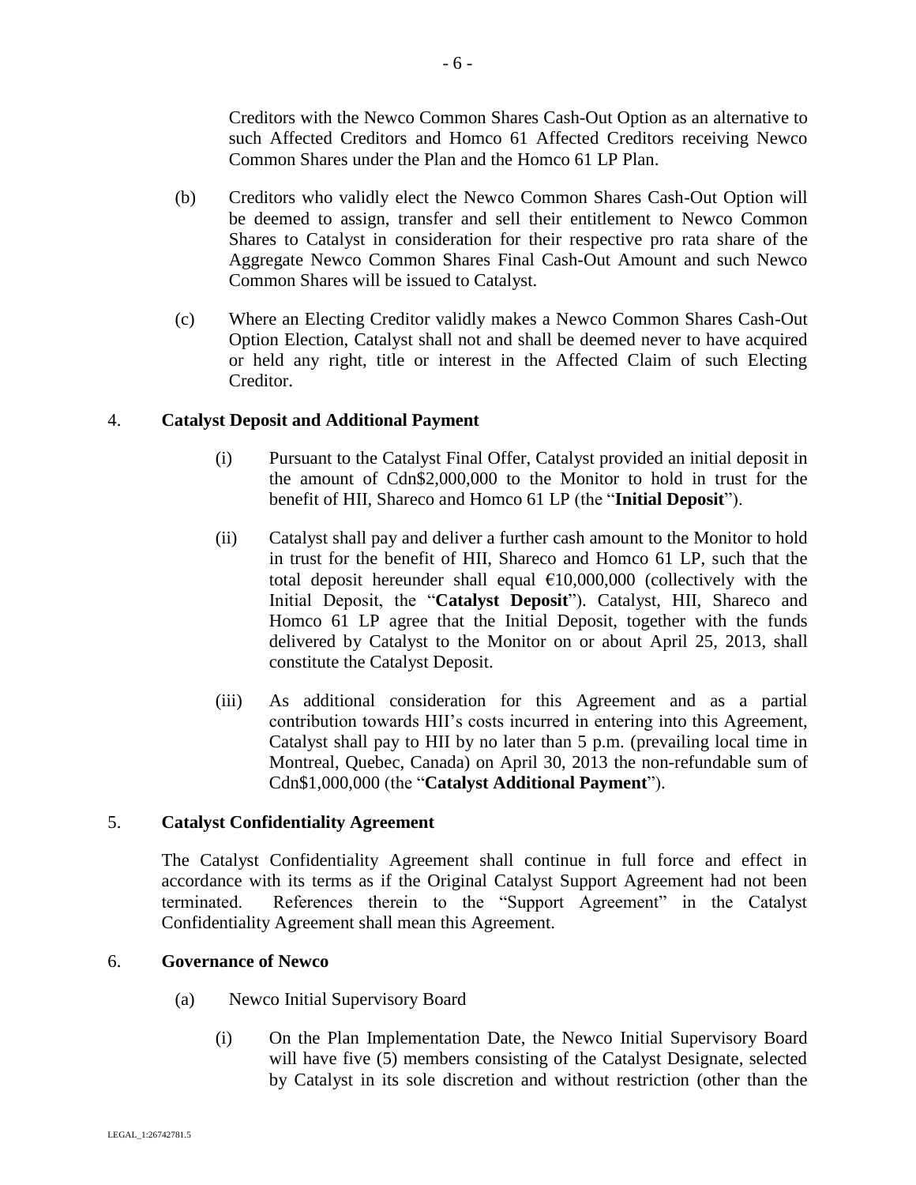Creditors with the Newco Common Shares Cash-Out Option as an alternative to such Affected Creditors and Homco 61 Affected Creditors receiving Newco Common Shares under the Plan and the Homco 61 LP Plan.

(b) Creditors who validly elect the Newco Common Shares Cash-Out Option will be deemed to assign, transfer and sell their entitlement to Newco Common Shares to Catalyst in consideration for their respective pro rata share of the Aggregate Newco Common Shares Final Cash-Out Amount and such Newco Common Shares will be issued to Catalyst.

(c) Where an Electing Creditor validly makes a Newco Common Shares Cash-Out Option Election, Catalyst shall not and shall be deemed never to have acquired or held any right, title or interest in the Affected Claim of such Electing Creditor.

4. **Catalyst Deposit and Additional Payment**

(i) Pursuant to the Catalyst Final Offer, Catalyst provided an initial deposit in the amount of Cdn$2,000,000 to the Monitor to hold in trust for the benefit of HII, Shareco and Homco 61 LP (the "**Initial Deposit**").

(ii) Catalyst shall pay and deliver a further cash amount to the Monitor to hold in trust for the benefit of HII, Shareco and Homco 61 LP, such that the total deposit hereunder shall equal €10,000,000 (collectively with the Initial Deposit, the "**Catalyst Deposit**"). Catalyst, HII, Shareco and Homco 61 LP agree that the Initial Deposit, together with the funds delivered by Catalyst to the Monitor on or about April 25, 2013, shall constitute the Catalyst Deposit.

(iii) As additional consideration for this Agreement and as a partial contribution towards HII's costs incurred in entering into this Agreement, Catalyst shall pay to HII by no later than 5 p.m. (prevailing local time in Montreal, Quebec, Canada) on April 30, 2013 the non-refundable sum of Cdn$1,000,000 (the "**Catalyst Additional Payment**").

5. **Catalyst Confidentiality Agreement**

The Catalyst Confidentiality Agreement shall continue in full force and effect in accordance with its terms as if the Original Catalyst Support Agreement had not been terminated. References therein to the "Support Agreement" in the Catalyst Confidentiality Agreement shall mean this Agreement.

6. **Governance of Newco**

(a) Newco Initial Supervisory Board

(i) On the Plan Implementation Date, the Newco Initial Supervisory Board will have five (5) members consisting of the Catalyst Designate, selected by Catalyst in its sole discretion and without restriction (other than the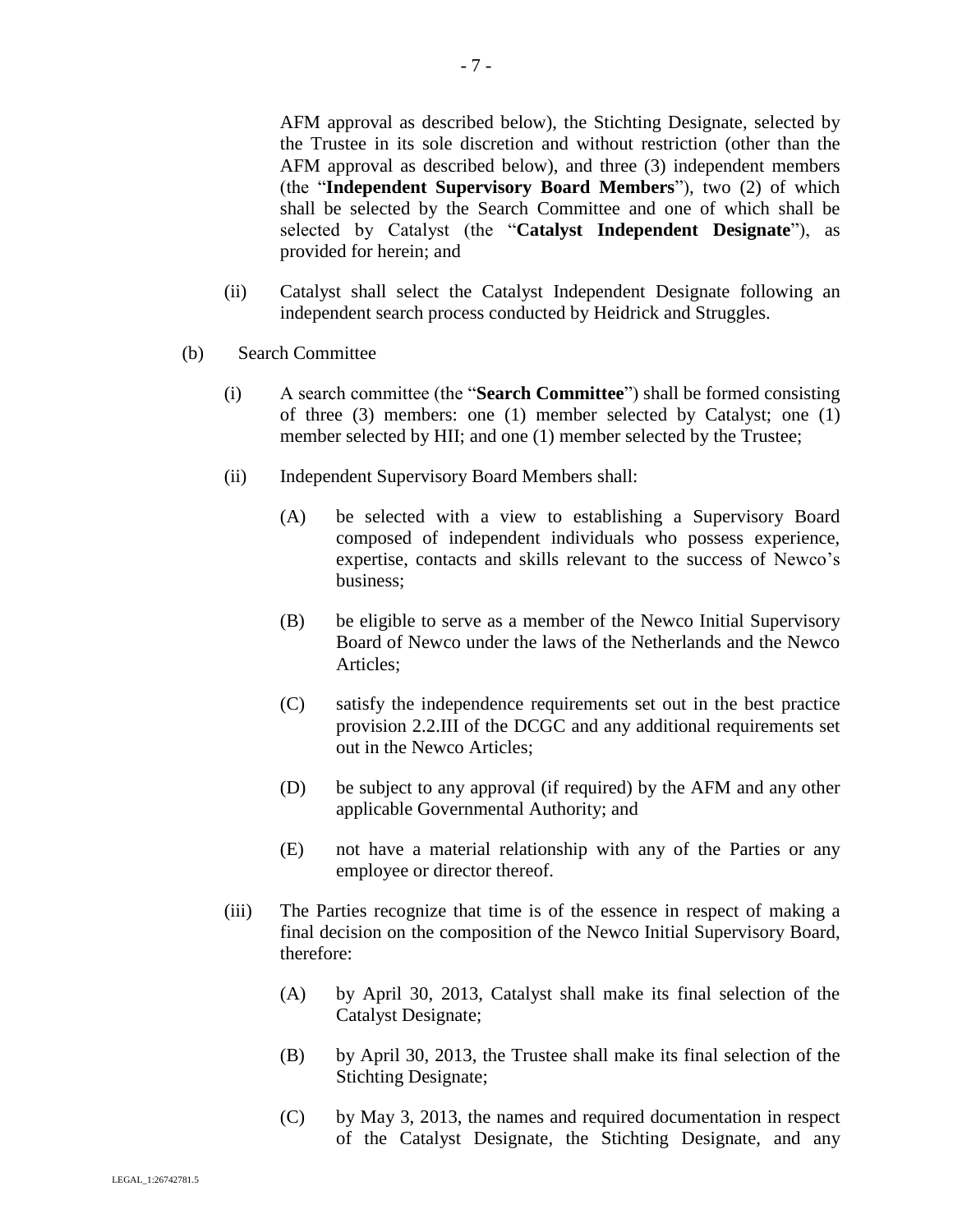AFM approval as described below), the Stichting Designate, selected by the Trustee in its sole discretion and without restriction (other than the AFM approval as described below), and three (3) independent members (the "**Independent Supervisory Board Members**"), two (2) of which shall be selected by the Search Committee and one of which shall be selected by Catalyst (the "**Catalyst Independent Designate**"), as provided for herein; and

(ii) Catalyst shall select the Catalyst Independent Designate following an independent search process conducted by Heidrick and Struggles.

(b) Search Committee

(i) A search committee (the "**Search Committee**") shall be formed consisting of three (3) members: one (1) member selected by Catalyst; one (1) member selected by HII; and one (1) member selected by the Trustee;

(ii) Independent Supervisory Board Members shall:

(A) be selected with a view to establishing a Supervisory Board composed of independent individuals who possess experience, expertise, contacts and skills relevant to the success of Newco's business;

(B) be eligible to serve as a member of the Newco Initial Supervisory Board of Newco under the laws of the Netherlands and the Newco Articles;

(C) satisfy the independence requirements set out in the best practice provision 2.2.III of the DCGC and any additional requirements set out in the Newco Articles;

(D) be subject to any approval (if required) by the AFM and any other applicable Governmental Authority; and

(E) not have a material relationship with any of the Parties or any employee or director thereof.

(iii) The Parties recognize that time is of the essence in respect of making a final decision on the composition of the Newco Initial Supervisory Board, therefore:

(A) by April 30, 2013, Catalyst shall make its final selection of the Catalyst Designate;

(B) by April 30, 2013, the Trustee shall make its final selection of the Stichting Designate;

(C) by May 3, 2013, the names and required documentation in respect of the Catalyst Designate, the Stichting Designate, and any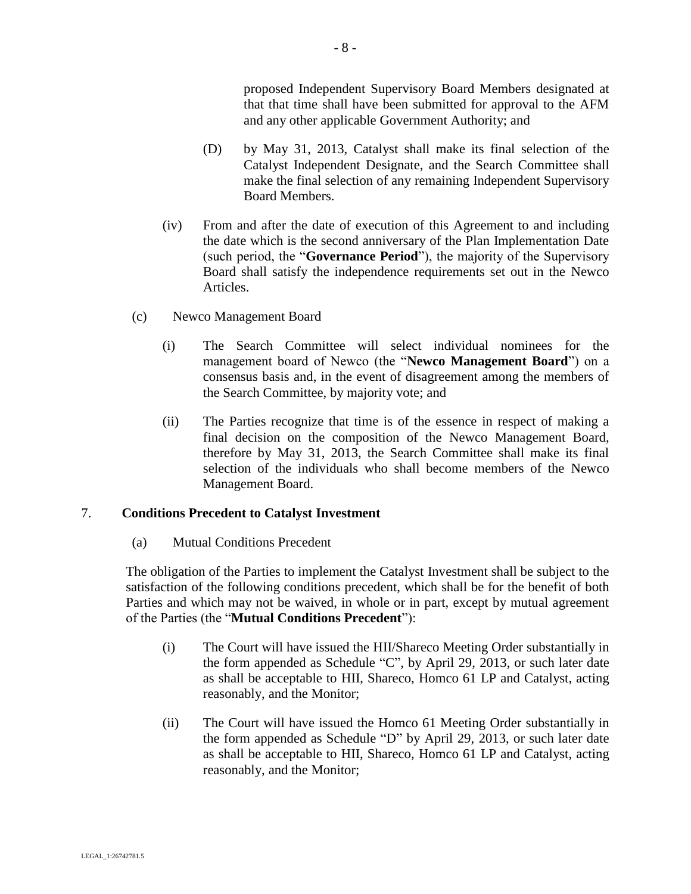proposed Independent Supervisory Board Members designated at that that time shall have been submitted for approval to the AFM and any other applicable Government Authority; and

(D) by May 31, 2013, Catalyst shall make its final selection of the Catalyst Independent Designate, and the Search Committee shall make the final selection of any remaining Independent Supervisory Board Members.

(iv) From and after the date of execution of this Agreement to and including the date which is the second anniversary of the Plan Implementation Date (such period, the "**Governance Period**"), the majority of the Supervisory Board shall satisfy the independence requirements set out in the Newco Articles.

(c) Newco Management Board

(i) The Search Committee will select individual nominees for the management board of Newco (the "**Newco Management Board**") on a consensus basis and, in the event of disagreement among the members of the Search Committee, by majority vote; and

(ii) The Parties recognize that time is of the essence in respect of making a final decision on the composition of the Newco Management Board, therefore by May 31, 2013, the Search Committee shall make its final selection of the individuals who shall become members of the Newco Management Board.

7. **Conditions Precedent to Catalyst Investment**

(a) Mutual Conditions Precedent

The obligation of the Parties to implement the Catalyst Investment shall be subject to the satisfaction of the following conditions precedent, which shall be for the benefit of both Parties and which may not be waived, in whole or in part, except by mutual agreement of the Parties (the "**Mutual Conditions Precedent**"):

(i) The Court will have issued the HII/Shareco Meeting Order substantially in the form appended as Schedule "C", by April 29, 2013, or such later date as shall be acceptable to HII, Shareco, Homco 61 LP and Catalyst, acting reasonably, and the Monitor;

(ii) The Court will have issued the Homco 61 Meeting Order substantially in the form appended as Schedule "D" by April 29, 2013, or such later date as shall be acceptable to HII, Shareco, Homco 61 LP and Catalyst, acting reasonably, and the Monitor;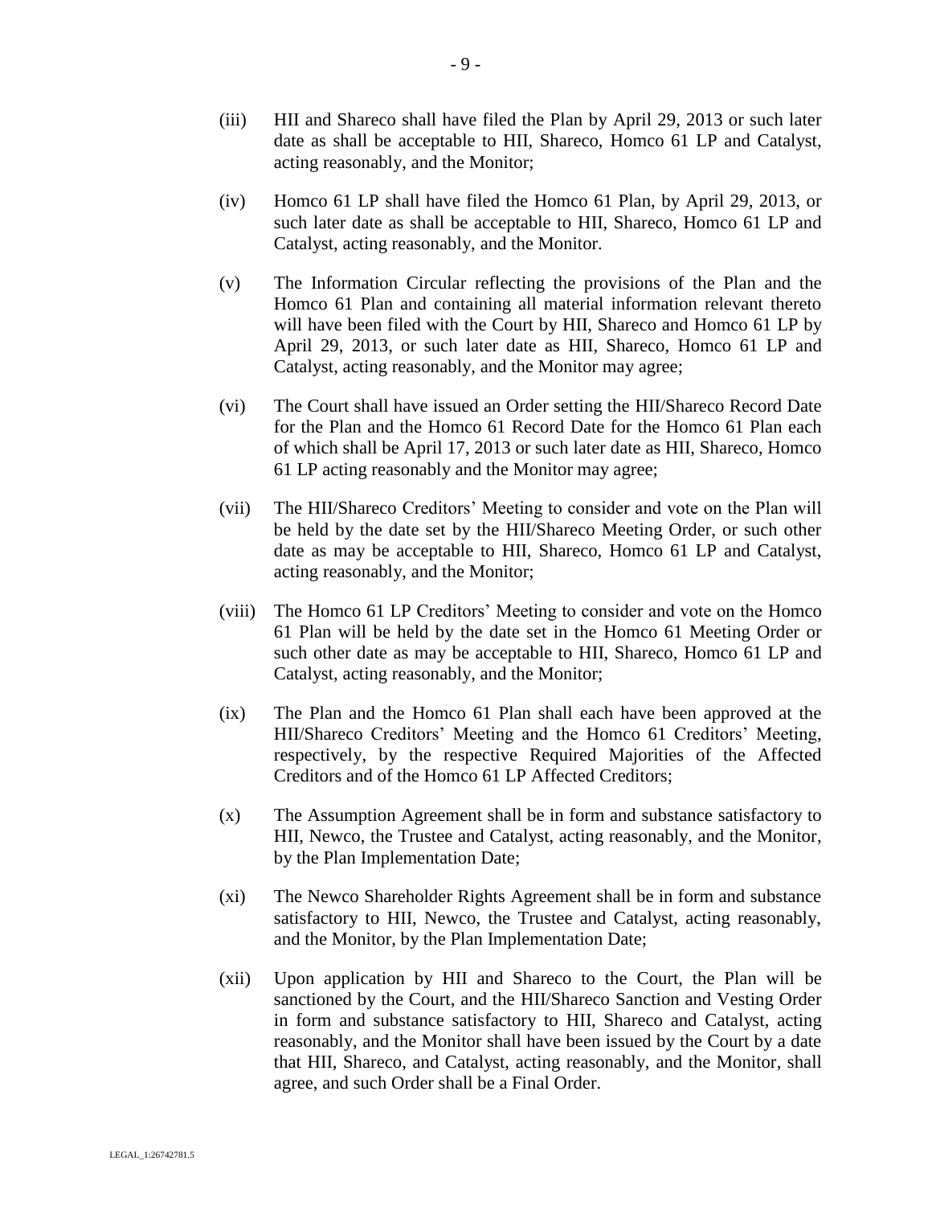(iii) HII and Shareco shall have filed the Plan by April 29, 2013 or such later date as shall be acceptable to HII, Shareco, Homco 61 LP and Catalyst, acting reasonably, and the Monitor;

(iv) Homco 61 LP shall have filed the Homco 61 Plan, by April 29, 2013, or such later date as shall be acceptable to HII, Shareco, Homco 61 LP and Catalyst, acting reasonably, and the Monitor.

(v) The Information Circular reflecting the provisions of the Plan and the Homco 61 Plan and containing all material information relevant thereto will have been filed with the Court by HII, Shareco and Homco 61 LP by April 29, 2013, or such later date as HII, Shareco, Homco 61 LP and Catalyst, acting reasonably, and the Monitor may agree;

(vi) The Court shall have issued an Order setting the HII/Shareco Record Date for the Plan and the Homco 61 Record Date for the Homco 61 Plan each of which shall be April 17, 2013 or such later date as HII, Shareco, Homco 61 LP acting reasonably and the Monitor may agree;

(vii) The HII/Shareco Creditors' Meeting to consider and vote on the Plan will be held by the date set by the HII/Shareco Meeting Order, or such other date as may be acceptable to HII, Shareco, Homco 61 LP and Catalyst, acting reasonably, and the Monitor;

(viii) The Homco 61 LP Creditors' Meeting to consider and vote on the Homco 61 Plan will be held by the date set in the Homco 61 Meeting Order or such other date as may be acceptable to HII, Shareco, Homco 61 LP and Catalyst, acting reasonably, and the Monitor;

(ix) The Plan and the Homco 61 Plan shall each have been approved at the HII/Shareco Creditors' Meeting and the Homco 61 Creditors' Meeting, respectively, by the respective Required Majorities of the Affected Creditors and of the Homco 61 LP Affected Creditors;

(x) The Assumption Agreement shall be in form and substance satisfactory to HII, Newco, the Trustee and Catalyst, acting reasonably, and the Monitor, by the Plan Implementation Date;

(xi) The Newco Shareholder Rights Agreement shall be in form and substance satisfactory to HII, Newco, the Trustee and Catalyst, acting reasonably, and the Monitor, by the Plan Implementation Date;

(xii) Upon application by HII and Shareco to the Court, the Plan will be sanctioned by the Court, and the HII/Shareco Sanction and Vesting Order in form and substance satisfactory to HII, Shareco and Catalyst, acting reasonably, and the Monitor shall have been issued by the Court by a date that HII, Shareco, and Catalyst, acting reasonably, and the Monitor, shall agree, and such Order shall be a Final Order.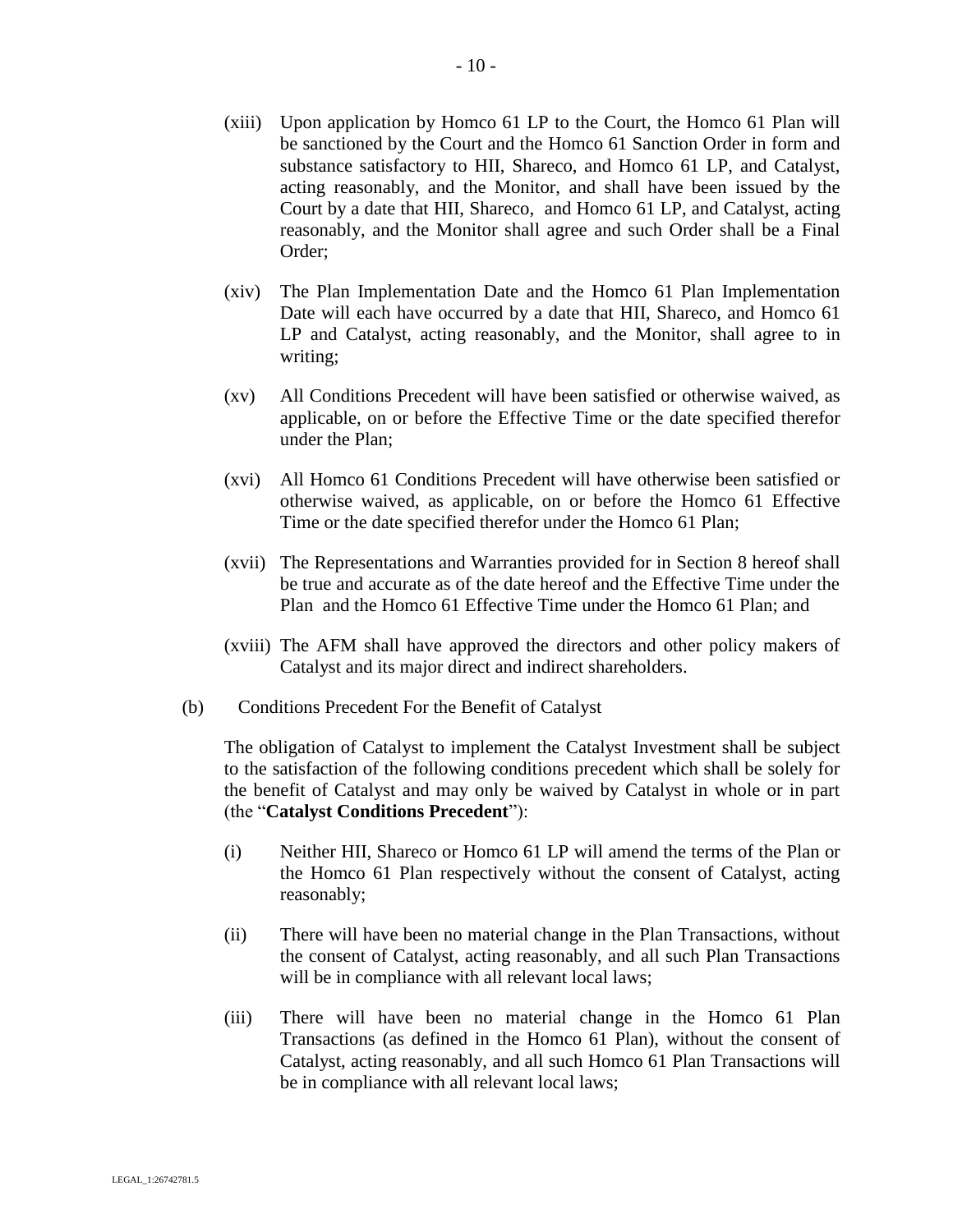(xiii) Upon application by Homco 61 LP to the Court, the Homco 61 Plan will be sanctioned by the Court and the Homco 61 Sanction Order in form and substance satisfactory to HII, Shareco, and Homco 61 LP, and Catalyst, acting reasonably, and the Monitor, and shall have been issued by the Court by a date that HII, Shareco, and Homco 61 LP, and Catalyst, acting reasonably, and the Monitor shall agree and such Order shall be a Final Order;

(xiv) The Plan Implementation Date and the Homco 61 Plan Implementation Date will each have occurred by a date that HII, Shareco, and Homco 61 LP and Catalyst, acting reasonably, and the Monitor, shall agree to in writing;

(xv) All Conditions Precedent will have been satisfied or otherwise waived, as applicable, on or before the Effective Time or the date specified therefor under the Plan;

(xvi) All Homco 61 Conditions Precedent will have otherwise been satisfied or otherwise waived, as applicable, on or before the Homco 61 Effective Time or the date specified therefor under the Homco 61 Plan;

(xvii) The Representations and Warranties provided for in Section 8 hereof shall be true and accurate as of the date hereof and the Effective Time under the Plan and the Homco 61 Effective Time under the Homco 61 Plan; and

(xviii) The AFM shall have approved the directors and other policy makers of Catalyst and its major direct and indirect shareholders.

(b) Conditions Precedent For the Benefit of Catalyst

The obligation of Catalyst to implement the Catalyst Investment shall be subject to the satisfaction of the following conditions precedent which shall be solely for the benefit of Catalyst and may only be waived by Catalyst in whole or in part (the "**Catalyst Conditions Precedent**"):

(i) Neither HII, Shareco or Homco 61 LP will amend the terms of the Plan or the Homco 61 Plan respectively without the consent of Catalyst, acting reasonably;

(ii) There will have been no material change in the Plan Transactions, without the consent of Catalyst, acting reasonably, and all such Plan Transactions will be in compliance with all relevant local laws;

(iii) There will have been no material change in the Homco 61 Plan Transactions (as defined in the Homco 61 Plan), without the consent of Catalyst, acting reasonably, and all such Homco 61 Plan Transactions will be in compliance with all relevant local laws;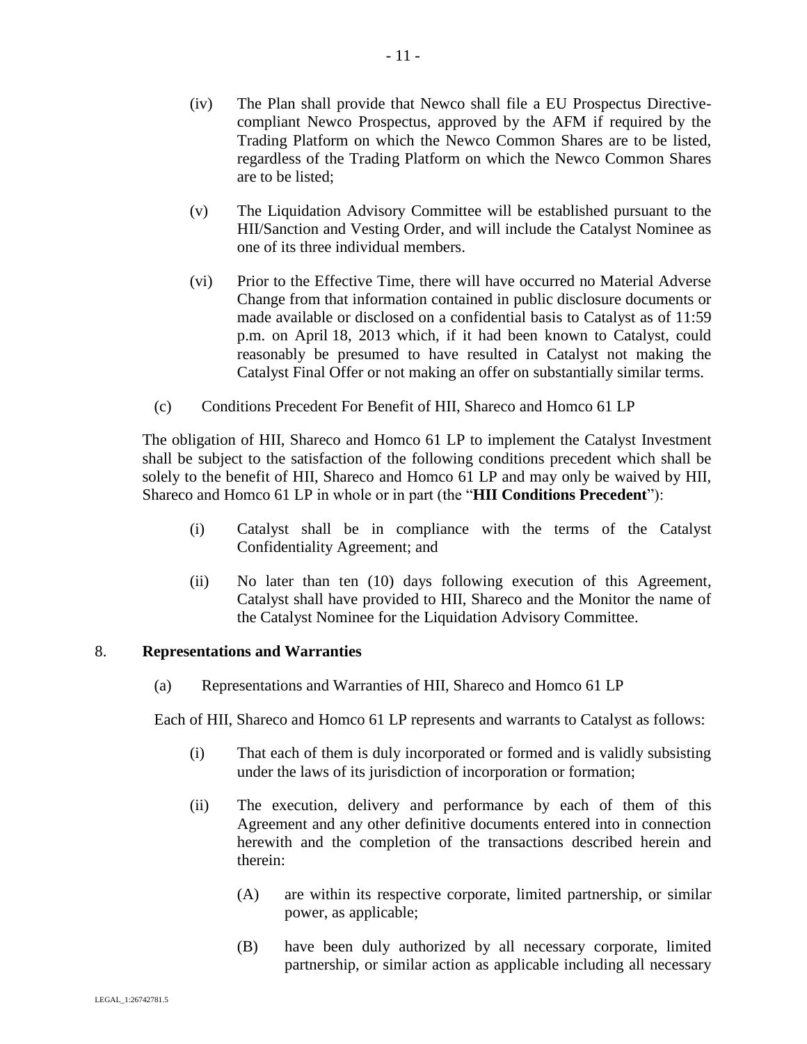(iv) The Plan shall provide that Newco shall file a EU Prospectus Directive-compliant Newco Prospectus, approved by the AFM if required by the Trading Platform on which the Newco Common Shares are to be listed, regardless of the Trading Platform on which the Newco Common Shares are to be listed;

(v) The Liquidation Advisory Committee will be established pursuant to the HII/Sanction and Vesting Order, and will include the Catalyst Nominee as one of its three individual members.

(vi) Prior to the Effective Time, there will have occurred no Material Adverse Change from that information contained in public disclosure documents or made available or disclosed on a confidential basis to Catalyst as of 11:59 p.m. on April 18, 2013 which, if it had been known to Catalyst, could reasonably be presumed to have resulted in Catalyst not making the Catalyst Final Offer or not making an offer on substantially similar terms.

(c) Conditions Precedent For Benefit of HII, Shareco and Homco 61 LP

The obligation of HII, Shareco and Homco 61 LP to implement the Catalyst Investment shall be subject to the satisfaction of the following conditions precedent which shall be solely to the benefit of HII, Shareco and Homco 61 LP and may only be waived by HII, Shareco and Homco 61 LP in whole or in part (the "**HII Conditions Precedent**"):

(i) Catalyst shall be in compliance with the terms of the Catalyst Confidentiality Agreement; and

(ii) No later than ten (10) days following execution of this Agreement, Catalyst shall have provided to HII, Shareco and the Monitor the name of the Catalyst Nominee for the Liquidation Advisory Committee.

## 8. **Representations and Warranties**

(a) Representations and Warranties of HII, Shareco and Homco 61 LP

Each of HII, Shareco and Homco 61 LP represents and warrants to Catalyst as follows:

(i) That each of them is duly incorporated or formed and is validly subsisting under the laws of its jurisdiction of incorporation or formation;

(ii) The execution, delivery and performance by each of them of this Agreement and any other definitive documents entered into in connection herewith and the completion of the transactions described herein and therein:

(A) are within its respective corporate, limited partnership, or similar power, as applicable;

(B) have been duly authorized by all necessary corporate, limited partnership, or similar action as applicable including all necessary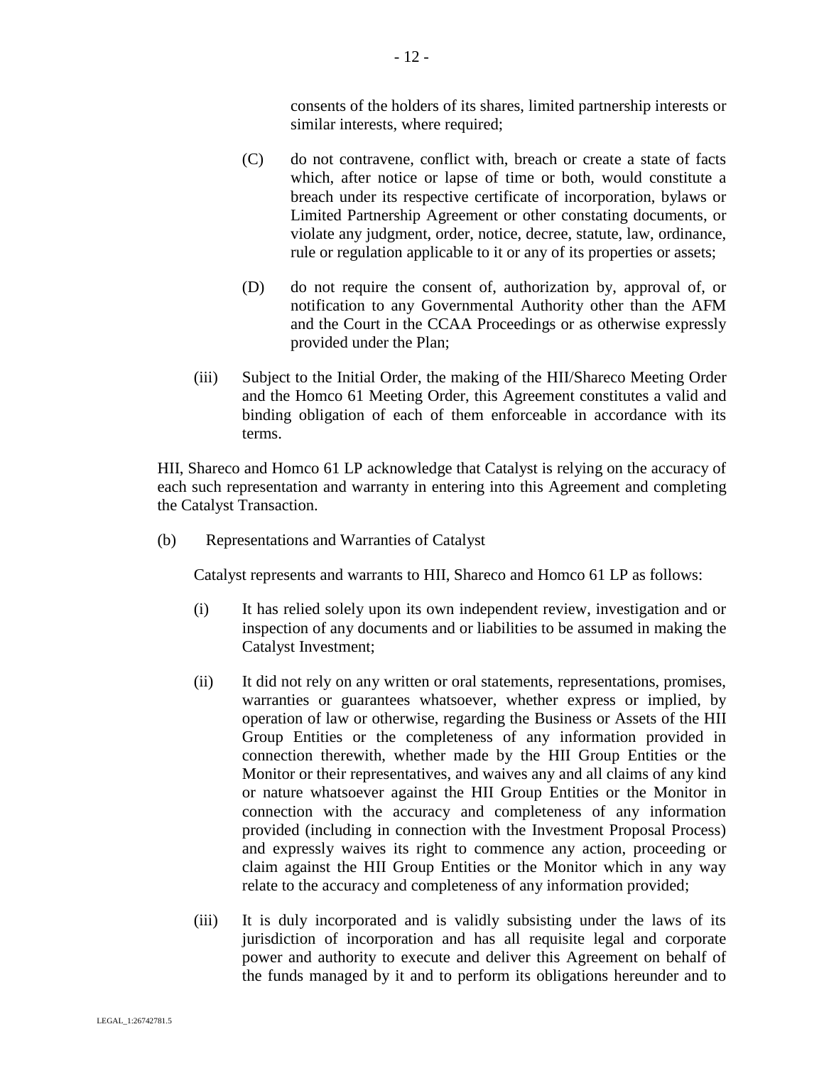consents of the holders of its shares, limited partnership interests or similar interests, where required;

(C) do not contravene, conflict with, breach or create a state of facts which, after notice or lapse of time or both, would constitute a breach under its respective certificate of incorporation, bylaws or Limited Partnership Agreement or other constating documents, or violate any judgment, order, notice, decree, statute, law, ordinance, rule or regulation applicable to it or any of its properties or assets;

(D) do not require the consent of, authorization by, approval of, or notification to any Governmental Authority other than the AFM and the Court in the CCAA Proceedings or as otherwise expressly provided under the Plan;

(iii) Subject to the Initial Order, the making of the HII/Shareco Meeting Order and the Homco 61 Meeting Order, this Agreement constitutes a valid and binding obligation of each of them enforceable in accordance with its terms.

HII, Shareco and Homco 61 LP acknowledge that Catalyst is relying on the accuracy of each such representation and warranty in entering into this Agreement and completing the Catalyst Transaction.

(b) Representations and Warranties of Catalyst

Catalyst represents and warrants to HII, Shareco and Homco 61 LP as follows:

(i) It has relied solely upon its own independent review, investigation and or inspection of any documents and or liabilities to be assumed in making the Catalyst Investment;

(ii) It did not rely on any written or oral statements, representations, promises, warranties or guarantees whatsoever, whether express or implied, by operation of law or otherwise, regarding the Business or Assets of the HII Group Entities or the completeness of any information provided in connection therewith, whether made by the HII Group Entities or the Monitor or their representatives, and waives any and all claims of any kind or nature whatsoever against the HII Group Entities or the Monitor in connection with the accuracy and completeness of any information provided (including in connection with the Investment Proposal Process) and expressly waives its right to commence any action, proceeding or claim against the HII Group Entities or the Monitor which in any way relate to the accuracy and completeness of any information provided;

(iii) It is duly incorporated and is validly subsisting under the laws of its jurisdiction of incorporation and has all requisite legal and corporate power and authority to execute and deliver this Agreement on behalf of the funds managed by it and to perform its obligations hereunder and to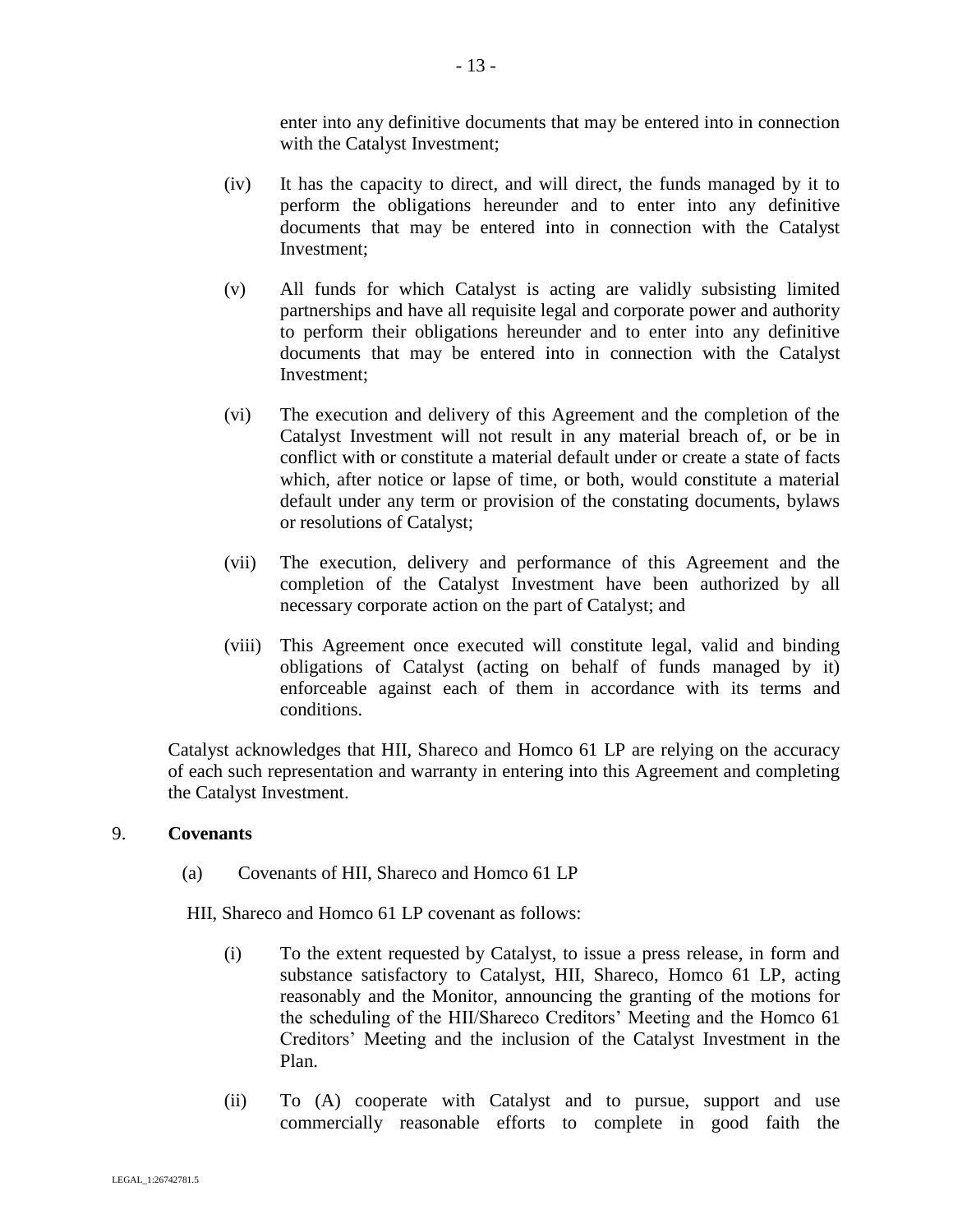enter into any definitive documents that may be entered into in connection with the Catalyst Investment;

(iv) It has the capacity to direct, and will direct, the funds managed by it to perform the obligations hereunder and to enter into any definitive documents that may be entered into in connection with the Catalyst Investment;

(v) All funds for which Catalyst is acting are validly subsisting limited partnerships and have all requisite legal and corporate power and authority to perform their obligations hereunder and to enter into any definitive documents that may be entered into in connection with the Catalyst Investment;

(vi) The execution and delivery of this Agreement and the completion of the Catalyst Investment will not result in any material breach of, or be in conflict with or constitute a material default under or create a state of facts which, after notice or lapse of time, or both, would constitute a material default under any term or provision of the constating documents, bylaws or resolutions of Catalyst;

(vii) The execution, delivery and performance of this Agreement and the completion of the Catalyst Investment have been authorized by all necessary corporate action on the part of Catalyst; and

(viii) This Agreement once executed will constitute legal, valid and binding obligations of Catalyst (acting on behalf of funds managed by it) enforceable against each of them in accordance with its terms and conditions.

Catalyst acknowledges that HII, Shareco and Homco 61 LP are relying on the accuracy of each such representation and warranty in entering into this Agreement and completing the Catalyst Investment.

9. **Covenants**

(a) Covenants of HII, Shareco and Homco 61 LP

HII, Shareco and Homco 61 LP covenant as follows:

(i) To the extent requested by Catalyst, to issue a press release, in form and substance satisfactory to Catalyst, HII, Shareco, Homco 61 LP, acting reasonably and the Monitor, announcing the granting of the motions for the scheduling of the HII/Shareco Creditors' Meeting and the Homco 61 Creditors' Meeting and the inclusion of the Catalyst Investment in the Plan.

(ii) To (A) cooperate with Catalyst and to pursue, support and use commercially reasonable efforts to complete in good faith the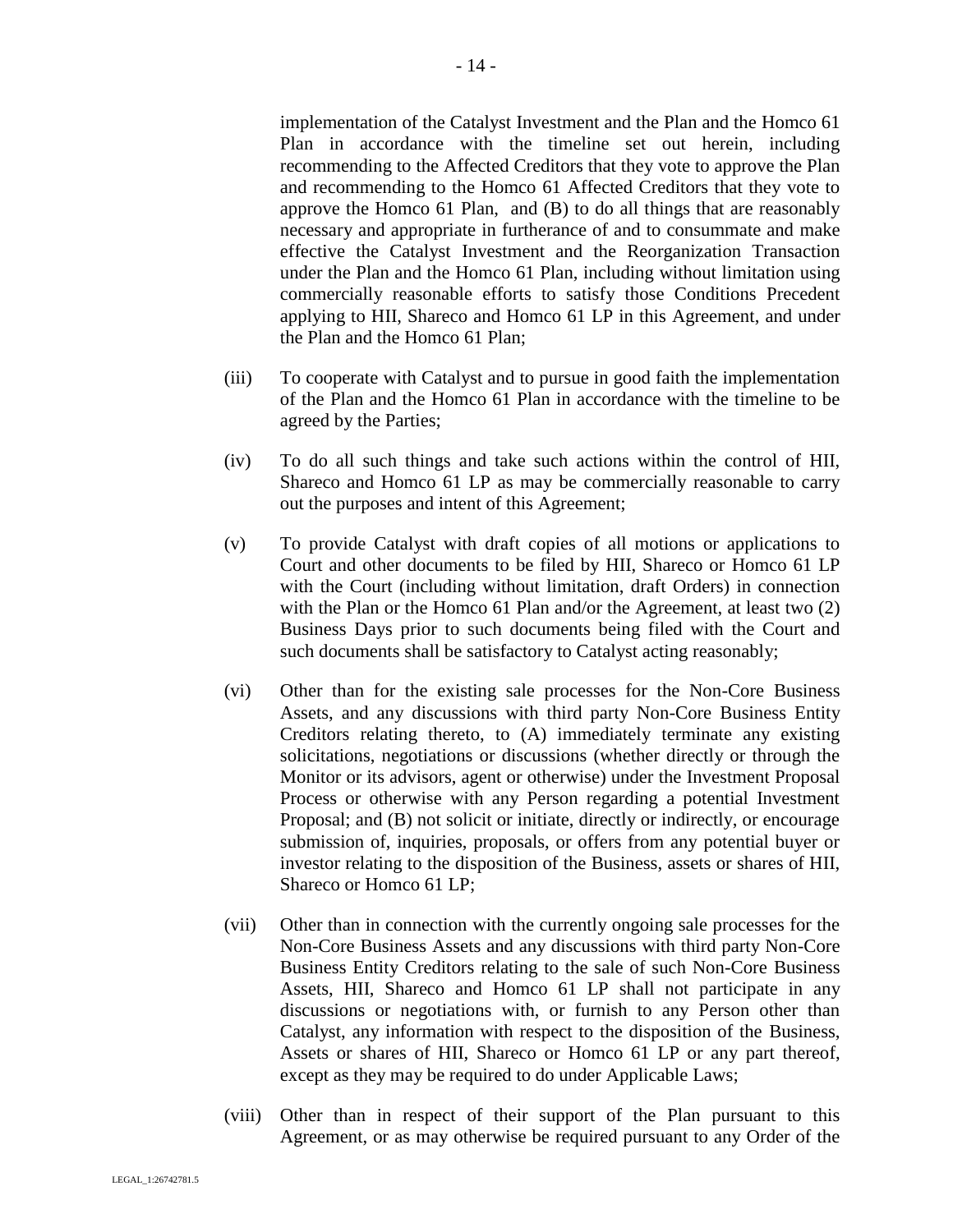implementation of the Catalyst Investment and the Plan and the Homco 61 Plan in accordance with the timeline set out herein, including recommending to the Affected Creditors that they vote to approve the Plan and recommending to the Homco 61 Affected Creditors that they vote to approve the Homco 61 Plan, and (B) to do all things that are reasonably necessary and appropriate in furtherance of and to consummate and make effective the Catalyst Investment and the Reorganization Transaction under the Plan and the Homco 61 Plan, including without limitation using commercially reasonable efforts to satisfy those Conditions Precedent applying to HII, Shareco and Homco 61 LP in this Agreement, and under the Plan and the Homco 61 Plan;

(iii) To cooperate with Catalyst and to pursue in good faith the implementation of the Plan and the Homco 61 Plan in accordance with the timeline to be agreed by the Parties;

(iv) To do all such things and take such actions within the control of HII, Shareco and Homco 61 LP as may be commercially reasonable to carry out the purposes and intent of this Agreement;

(v) To provide Catalyst with draft copies of all motions or applications to Court and other documents to be filed by HII, Shareco or Homco 61 LP with the Court (including without limitation, draft Orders) in connection with the Plan or the Homco 61 Plan and/or the Agreement, at least two (2) Business Days prior to such documents being filed with the Court and such documents shall be satisfactory to Catalyst acting reasonably;

(vi) Other than for the existing sale processes for the Non-Core Business Assets, and any discussions with third party Non-Core Business Entity Creditors relating thereto, to (A) immediately terminate any existing solicitations, negotiations or discussions (whether directly or through the Monitor or its advisors, agent or otherwise) under the Investment Proposal Process or otherwise with any Person regarding a potential Investment Proposal; and (B) not solicit or initiate, directly or indirectly, or encourage submission of, inquiries, proposals, or offers from any potential buyer or investor relating to the disposition of the Business, assets or shares of HII, Shareco or Homco 61 LP;

(vii) Other than in connection with the currently ongoing sale processes for the Non-Core Business Assets and any discussions with third party Non-Core Business Entity Creditors relating to the sale of such Non-Core Business Assets, HII, Shareco and Homco 61 LP shall not participate in any discussions or negotiations with, or furnish to any Person other than Catalyst, any information with respect to the disposition of the Business, Assets or shares of HII, Shareco or Homco 61 LP or any part thereof, except as they may be required to do under Applicable Laws;

(viii) Other than in respect of their support of the Plan pursuant to this Agreement, or as may otherwise be required pursuant to any Order of the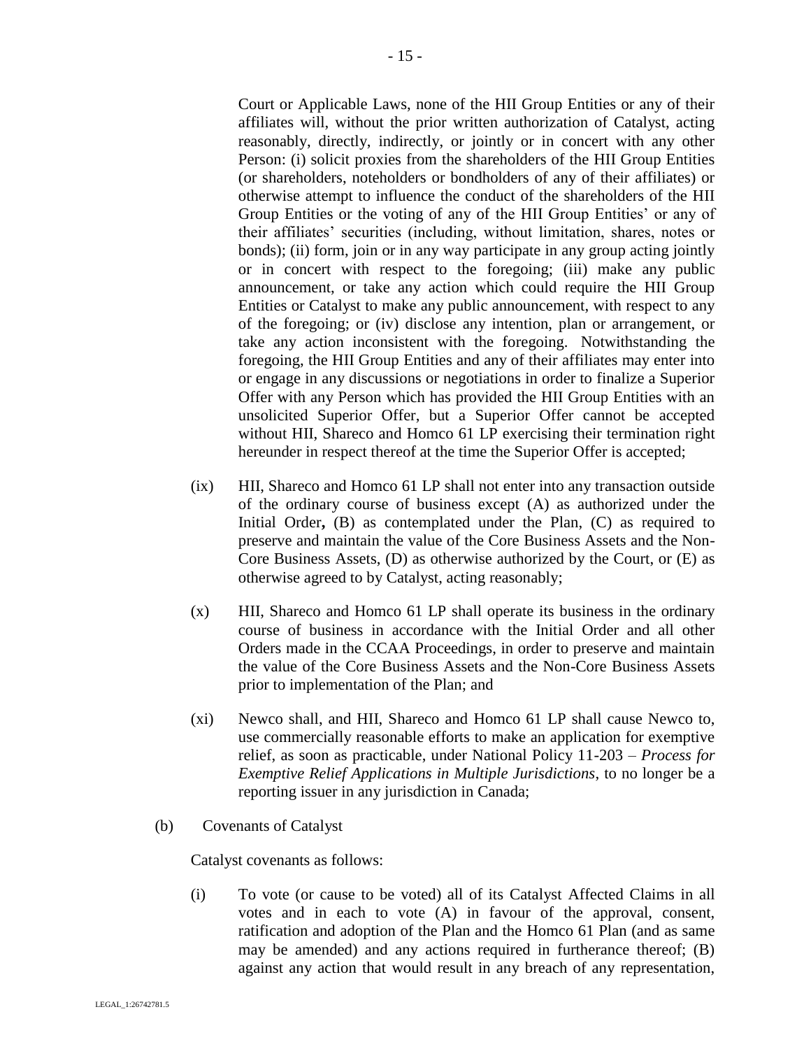Court or Applicable Laws, none of the HII Group Entities or any of their affiliates will, without the prior written authorization of Catalyst, acting reasonably, directly, indirectly, or jointly or in concert with any other Person: (i) solicit proxies from the shareholders of the HII Group Entities (or shareholders, noteholders or bondholders of any of their affiliates) or otherwise attempt to influence the conduct of the shareholders of the HII Group Entities or the voting of any of the HII Group Entities' or any of their affiliates' securities (including, without limitation, shares, notes or bonds); (ii) form, join or in any way participate in any group acting jointly or in concert with respect to the foregoing; (iii) make any public announcement, or take any action which could require the HII Group Entities or Catalyst to make any public announcement, with respect to any of the foregoing; or (iv) disclose any intention, plan or arrangement, or take any action inconsistent with the foregoing. Notwithstanding the foregoing, the HII Group Entities and any of their affiliates may enter into or engage in any discussions or negotiations in order to finalize a Superior Offer with any Person which has provided the HII Group Entities with an unsolicited Superior Offer, but a Superior Offer cannot be accepted without HII, Shareco and Homco 61 LP exercising their termination right hereunder in respect thereof at the time the Superior Offer is accepted;

(ix) HII, Shareco and Homco 61 LP shall not enter into any transaction outside of the ordinary course of business except (A) as authorized under the Initial Order**,** (B) as contemplated under the Plan, (C) as required to preserve and maintain the value of the Core Business Assets and the Non-Core Business Assets, (D) as otherwise authorized by the Court, or (E) as otherwise agreed to by Catalyst, acting reasonably;

(x) HII, Shareco and Homco 61 LP shall operate its business in the ordinary course of business in accordance with the Initial Order and all other Orders made in the CCAA Proceedings, in order to preserve and maintain the value of the Core Business Assets and the Non-Core Business Assets prior to implementation of the Plan; and

(xi) Newco shall, and HII, Shareco and Homco 61 LP shall cause Newco to, use commercially reasonable efforts to make an application for exemptive relief, as soon as practicable, under National Policy 11-203 – *Process for Exemptive Relief Applications in Multiple Jurisdictions*, to no longer be a reporting issuer in any jurisdiction in Canada;

(b) Covenants of Catalyst

Catalyst covenants as follows:

(i) To vote (or cause to be voted) all of its Catalyst Affected Claims in all votes and in each to vote (A) in favour of the approval, consent, ratification and adoption of the Plan and the Homco 61 Plan (and as same may be amended) and any actions required in furtherance thereof; (B) against any action that would result in any breach of any representation,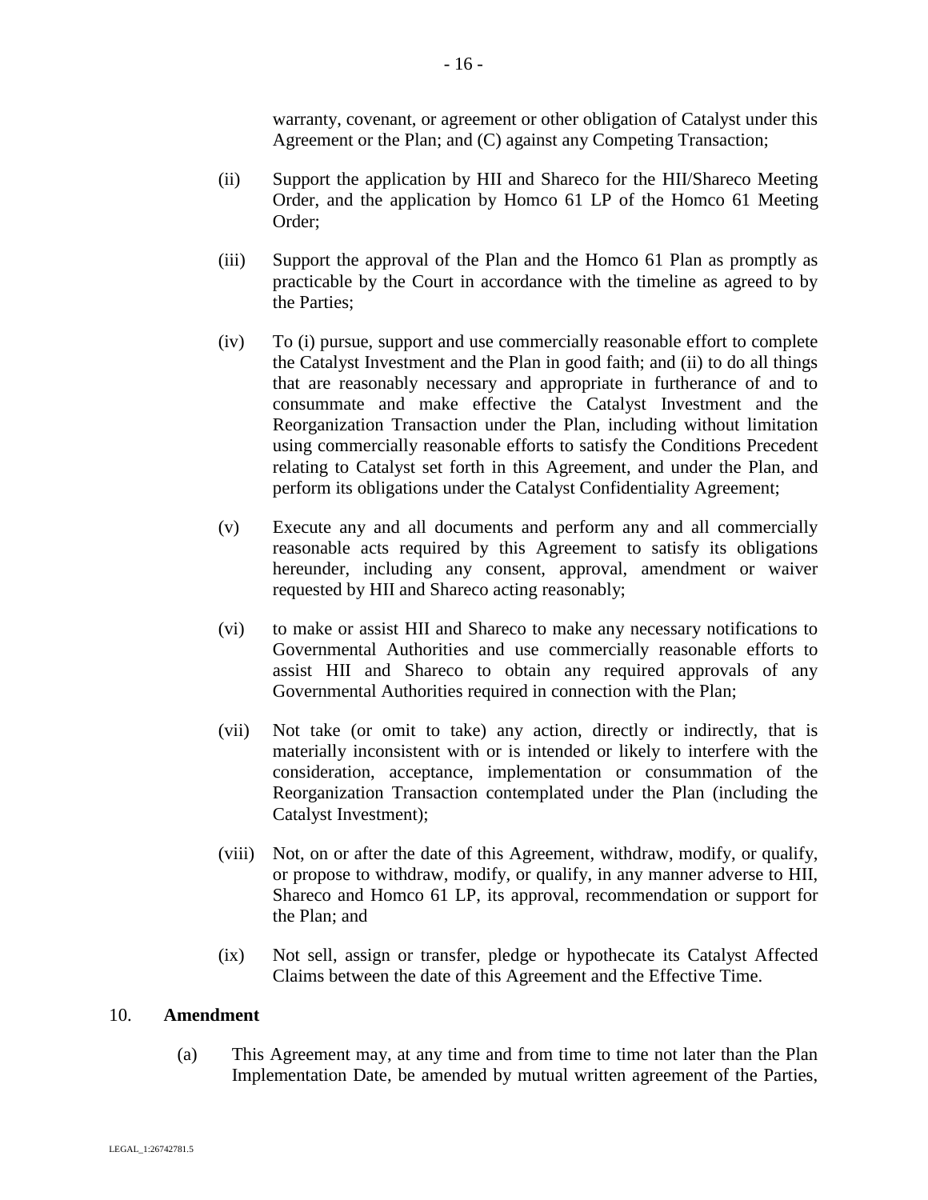warranty, covenant, or agreement or other obligation of Catalyst under this Agreement or the Plan; and (C) against any Competing Transaction;

(ii) Support the application by HII and Shareco for the HII/Shareco Meeting Order, and the application by Homco 61 LP of the Homco 61 Meeting Order;

(iii) Support the approval of the Plan and the Homco 61 Plan as promptly as practicable by the Court in accordance with the timeline as agreed to by the Parties;

(iv) To (i) pursue, support and use commercially reasonable effort to complete the Catalyst Investment and the Plan in good faith; and (ii) to do all things that are reasonably necessary and appropriate in furtherance of and to consummate and make effective the Catalyst Investment and the Reorganization Transaction under the Plan, including without limitation using commercially reasonable efforts to satisfy the Conditions Precedent relating to Catalyst set forth in this Agreement, and under the Plan, and perform its obligations under the Catalyst Confidentiality Agreement;

(v) Execute any and all documents and perform any and all commercially reasonable acts required by this Agreement to satisfy its obligations hereunder, including any consent, approval, amendment or waiver requested by HII and Shareco acting reasonably;

(vi) to make or assist HII and Shareco to make any necessary notifications to Governmental Authorities and use commercially reasonable efforts to assist HII and Shareco to obtain any required approvals of any Governmental Authorities required in connection with the Plan;

(vii) Not take (or omit to take) any action, directly or indirectly, that is materially inconsistent with or is intended or likely to interfere with the consideration, acceptance, implementation or consummation of the Reorganization Transaction contemplated under the Plan (including the Catalyst Investment);

(viii) Not, on or after the date of this Agreement, withdraw, modify, or qualify, or propose to withdraw, modify, or qualify, in any manner adverse to HII, Shareco and Homco 61 LP, its approval, recommendation or support for the Plan; and

(ix) Not sell, assign or transfer, pledge or hypothecate its Catalyst Affected Claims between the date of this Agreement and the Effective Time.

## 10. Amendment

(a) This Agreement may, at any time and from time to time not later than the Plan Implementation Date, be amended by mutual written agreement of the Parties,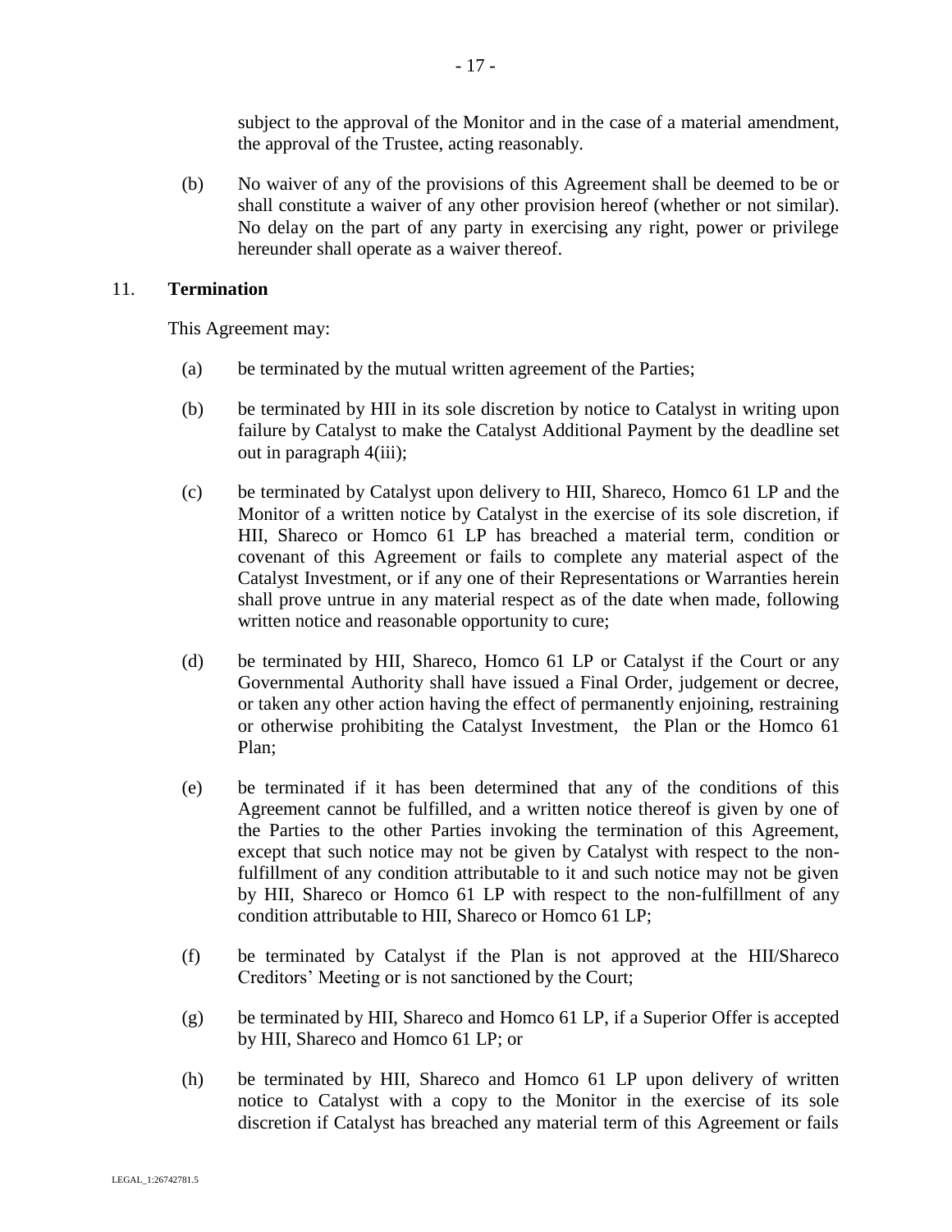subject to the approval of the Monitor and in the case of a material amendment, the approval of the Trustee, acting reasonably.

(b) No waiver of any of the provisions of this Agreement shall be deemed to be or shall constitute a waiver of any other provision hereof (whether or not similar). No delay on the part of any party in exercising any right, power or privilege hereunder shall operate as a waiver thereof.

11. **Termination**

This Agreement may:

(a) be terminated by the mutual written agreement of the Parties;

(b) be terminated by HII in its sole discretion by notice to Catalyst in writing upon failure by Catalyst to make the Catalyst Additional Payment by the deadline set out in paragraph 4(iii);

(c) be terminated by Catalyst upon delivery to HII, Shareco, Homco 61 LP and the Monitor of a written notice by Catalyst in the exercise of its sole discretion, if HII, Shareco or Homco 61 LP has breached a material term, condition or covenant of this Agreement or fails to complete any material aspect of the Catalyst Investment, or if any one of their Representations or Warranties herein shall prove untrue in any material respect as of the date when made, following written notice and reasonable opportunity to cure;

(d) be terminated by HII, Shareco, Homco 61 LP or Catalyst if the Court or any Governmental Authority shall have issued a Final Order, judgement or decree, or taken any other action having the effect of permanently enjoining, restraining or otherwise prohibiting the Catalyst Investment, the Plan or the Homco 61 Plan;

(e) be terminated if it has been determined that any of the conditions of this Agreement cannot be fulfilled, and a written notice thereof is given by one of the Parties to the other Parties invoking the termination of this Agreement, except that such notice may not be given by Catalyst with respect to the non-fulfillment of any condition attributable to it and such notice may not be given by HII, Shareco or Homco 61 LP with respect to the non-fulfillment of any condition attributable to HII, Shareco or Homco 61 LP;

(f) be terminated by Catalyst if the Plan is not approved at the HII/Shareco Creditors' Meeting or is not sanctioned by the Court;

(g) be terminated by HII, Shareco and Homco 61 LP, if a Superior Offer is accepted by HII, Shareco and Homco 61 LP; or

(h) be terminated by HII, Shareco and Homco 61 LP upon delivery of written notice to Catalyst with a copy to the Monitor in the exercise of its sole discretion if Catalyst has breached any material term of this Agreement or fails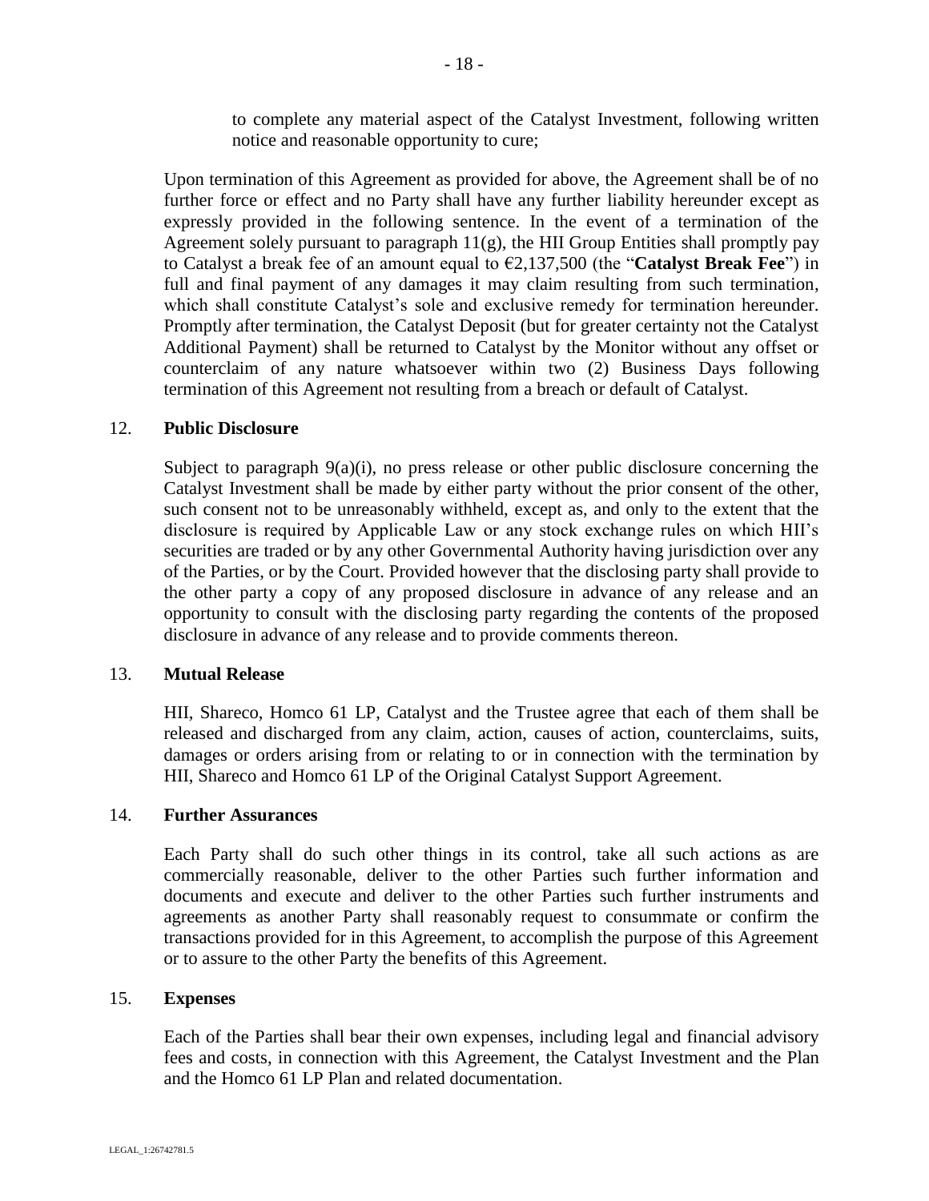to complete any material aspect of the Catalyst Investment, following written notice and reasonable opportunity to cure;

Upon termination of this Agreement as provided for above, the Agreement shall be of no further force or effect and no Party shall have any further liability hereunder except as expressly provided in the following sentence. In the event of a termination of the Agreement solely pursuant to paragraph 11(g), the HII Group Entities shall promptly pay to Catalyst a break fee of an amount equal to €2,137,500 (the "**Catalyst Break Fee**") in full and final payment of any damages it may claim resulting from such termination, which shall constitute Catalyst's sole and exclusive remedy for termination hereunder. Promptly after termination, the Catalyst Deposit (but for greater certainty not the Catalyst Additional Payment) shall be returned to Catalyst by the Monitor without any offset or counterclaim of any nature whatsoever within two (2) Business Days following termination of this Agreement not resulting from a breach or default of Catalyst.

12. **Public Disclosure**

Subject to paragraph 9(a)(i), no press release or other public disclosure concerning the Catalyst Investment shall be made by either party without the prior consent of the other, such consent not to be unreasonably withheld, except as, and only to the extent that the disclosure is required by Applicable Law or any stock exchange rules on which HII's securities are traded or by any other Governmental Authority having jurisdiction over any of the Parties, or by the Court. Provided however that the disclosing party shall provide to the other party a copy of any proposed disclosure in advance of any release and an opportunity to consult with the disclosing party regarding the contents of the proposed disclosure in advance of any release and to provide comments thereon.

13. **Mutual Release**

HII, Shareco, Homco 61 LP, Catalyst and the Trustee agree that each of them shall be released and discharged from any claim, action, causes of action, counterclaims, suits, damages or orders arising from or relating to or in connection with the termination by HII, Shareco and Homco 61 LP of the Original Catalyst Support Agreement.

14. **Further Assurances**

Each Party shall do such other things in its control, take all such actions as are commercially reasonable, deliver to the other Parties such further information and documents and execute and deliver to the other Parties such further instruments and agreements as another Party shall reasonably request to consummate or confirm the transactions provided for in this Agreement, to accomplish the purpose of this Agreement or to assure to the other Party the benefits of this Agreement.

15. **Expenses**

Each of the Parties shall bear their own expenses, including legal and financial advisory fees and costs, in connection with this Agreement, the Catalyst Investment and the Plan and the Homco 61 LP Plan and related documentation.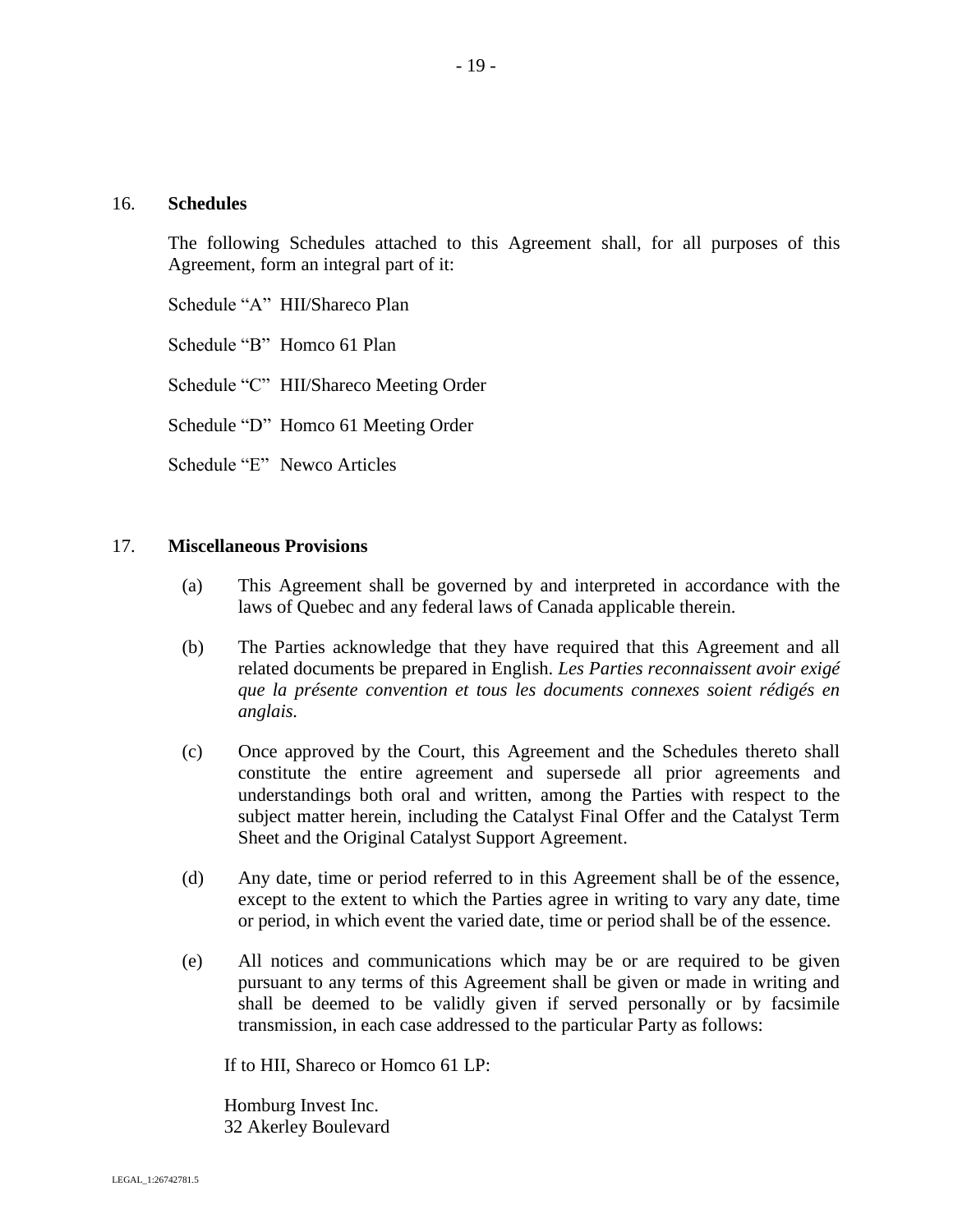## 16. **Schedules**

The following Schedules attached to this Agreement shall, for all purposes of this Agreement, form an integral part of it:

Schedule "A" HII/Shareco Plan

Schedule "B" Homco 61 Plan

Schedule "C" HII/Shareco Meeting Order

Schedule "D" Homco 61 Meeting Order

Schedule "E" Newco Articles

## 17. **Miscellaneous Provisions**

(a) This Agreement shall be governed by and interpreted in accordance with the laws of Quebec and any federal laws of Canada applicable therein.

(b) The Parties acknowledge that they have required that this Agreement and all related documents be prepared in English. *Les Parties reconnaissent avoir exigé que la présente convention et tous les documents connexes soient rédigés en anglais.*

(c) Once approved by the Court, this Agreement and the Schedules thereto shall constitute the entire agreement and supersede all prior agreements and understandings both oral and written, among the Parties with respect to the subject matter herein, including the Catalyst Final Offer and the Catalyst Term Sheet and the Original Catalyst Support Agreement.

(d) Any date, time or period referred to in this Agreement shall be of the essence, except to the extent to which the Parties agree in writing to vary any date, time or period, in which event the varied date, time or period shall be of the essence.

(e) All notices and communications which may be or are required to be given pursuant to any terms of this Agreement shall be given or made in writing and shall be deemed to be validly given if served personally or by facsimile transmission, in each case addressed to the particular Party as follows:

If to HII, Shareco or Homco 61 LP:

Homburg Invest Inc.
32 Akerley Boulevard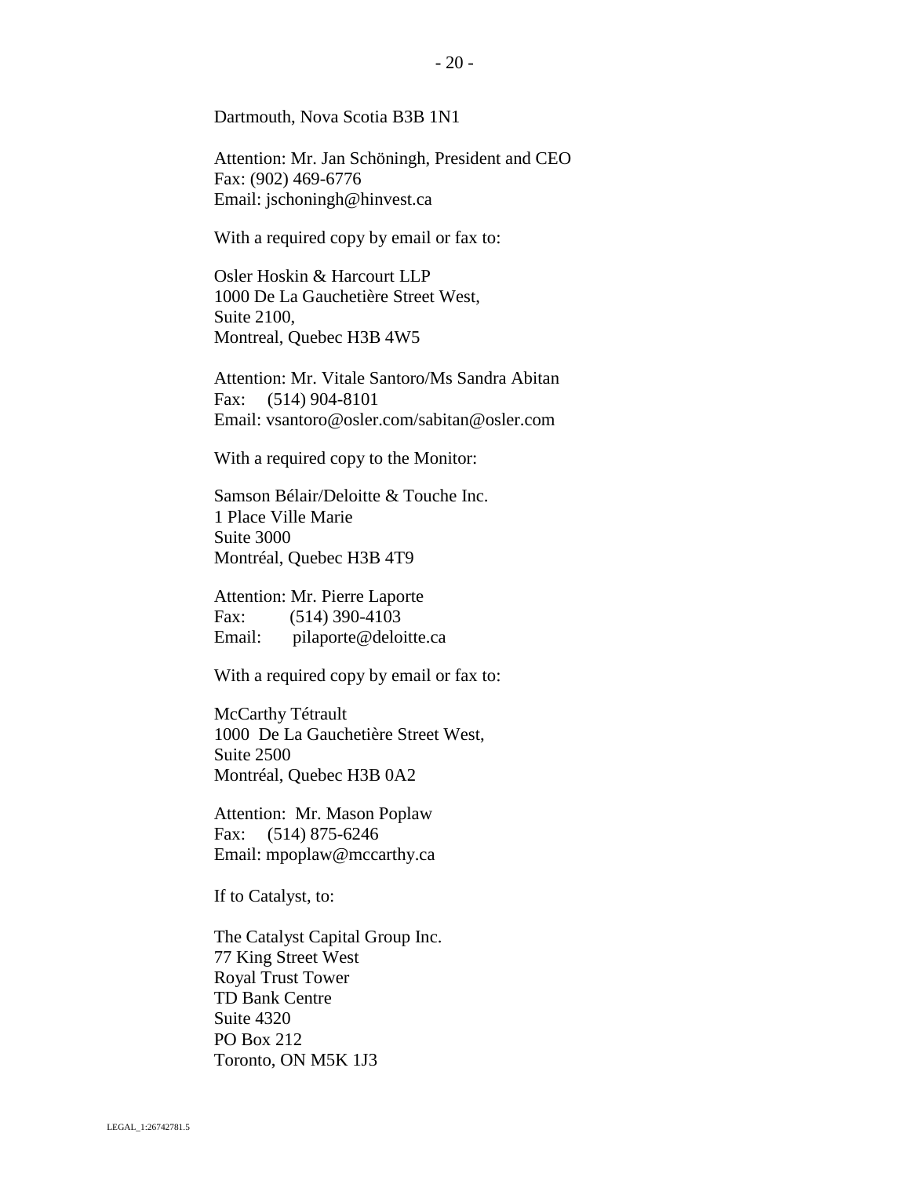Dartmouth, Nova Scotia B3B 1N1

Attention: Mr. Jan Schöningh, President and CEO
Fax: (902) 469-6776
Email: jschoningh@hinvest.ca

With a required copy by email or fax to:

Osler Hoskin & Harcourt LLP
1000 De La Gauchetière Street West,
Suite 2100,
Montreal, Quebec H3B 4W5

Attention: Mr. Vitale Santoro/Ms Sandra Abitan
Fax: (514) 904-8101
Email: vsantoro@osler.com/sabitan@osler.com

With a required copy to the Monitor:

Samson Bélair/Deloitte & Touche Inc.
1 Place Ville Marie
Suite 3000
Montréal, Quebec H3B 4T9

Attention: Mr. Pierre Laporte
Fax: (514) 390-4103
Email: pilaporte@deloitte.ca

With a required copy by email or fax to:

McCarthy Tétrault
1000 De La Gauchetière Street West,
Suite 2500
Montréal, Quebec H3B 0A2

Attention: Mr. Mason Poplaw
Fax: (514) 875-6246
Email: mpoplaw@mccarthy.ca

If to Catalyst, to:

The Catalyst Capital Group Inc.
77 King Street West
Royal Trust Tower
TD Bank Centre
Suite 4320
PO Box 212
Toronto, ON M5K 1J3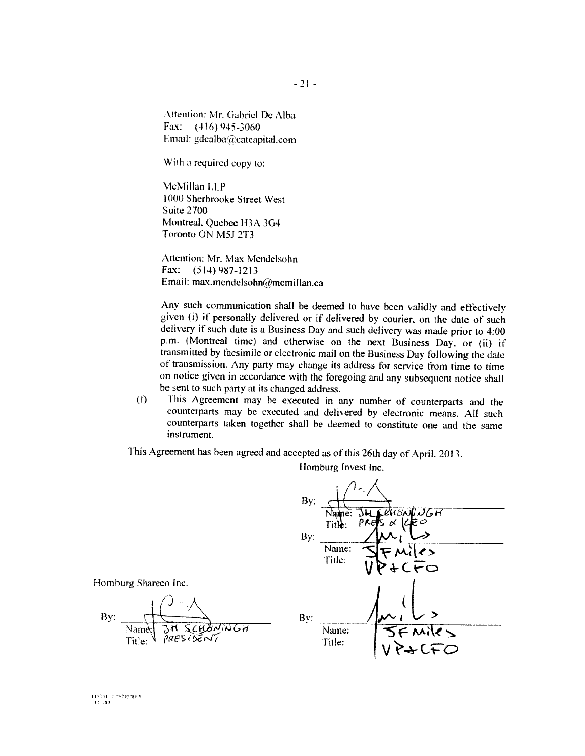Attention: Mr. Gabriel De Alba
Fax: (416) 945-3060
Email: gdealba@catcapital.com

With a required copy to:

McMillan LLP
1000 Sherbrooke Street West
Suite 2700
Montreal, Quebec H3A 3G4
Toronto ON M5J 2T3

Attention: Mr. Max Mendelsohn
Fax: (514) 987-1213
Email: max.mendelsohn@mcmillan.ca

Any such communication shall be deemed to have been validly and effectively given (i) if personally delivered or if delivered by courier, on the date of such delivery if such date is a Business Day and such delivery was made prior to 4:00 p.m. (Montreal time) and otherwise on the next Business Day, or (ii) if transmitted by facsimile or electronic mail on the Business Day following the date of transmission. Any party may change its address for service from time to time on notice given in accordance with the foregoing and any subsequent notice shall be sent to such party at its changed address.

(f) This Agreement may be executed in any number of counterparts and the counterparts may be executed and delivered by electronic means. All such counterparts taken together shall be deemed to constitute one and the same instrument.

This Agreement has been agreed and accepted as of this 26th day of April, 2013.

Homburg Invest Inc.

By: _______________
Name: JH SCHONINGH
Title: PRES & CEO

By: _______________
Name: SF Miles
Title: VP + CFO

Homburg Shareco Inc.

By: _______________
Name: JH SCHONINGH
Title: PRESIDENT

By: _______________
Name: SF Miles
Title: VP + CFO

LEGAL_1:26712781.5
111787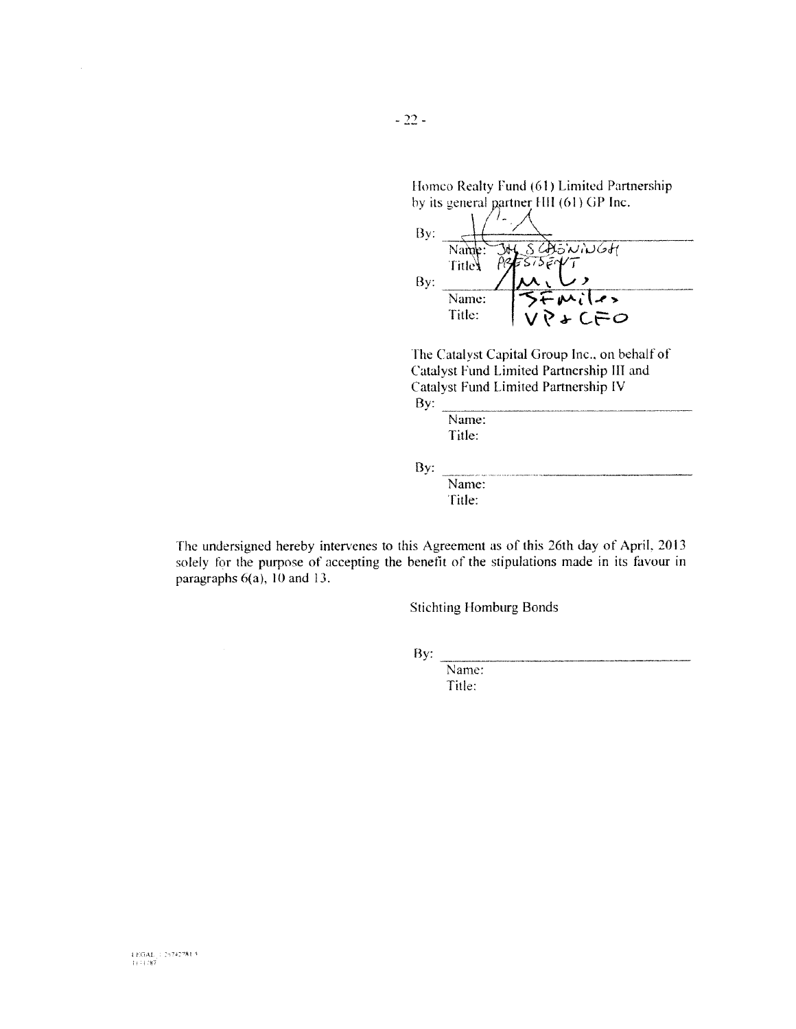Homco Realty Fund (61) Limited Partnership by its general partner HII (61) GP Inc.

By: ______________________________
Name: JH S CHOWNINGH
Title: PRESIDENT

By: ______________________________
Name: S F Miles
Title: VP & CFO

The Catalyst Capital Group Inc., on behalf of Catalyst Fund Limited Partnership III and Catalyst Fund Limited Partnership IV

By: ______________________________
Name:
Title:

By: ______________________________
Name:
Title:

The undersigned hereby intervenes to this Agreement as of this 26th day of April, 2013 solely for the purpose of accepting the benefit of the stipulations made in its favour in paragraphs 6(a), 10 and 13.

Stichting Homburg Bonds

By: ______________________________
Name:
Title: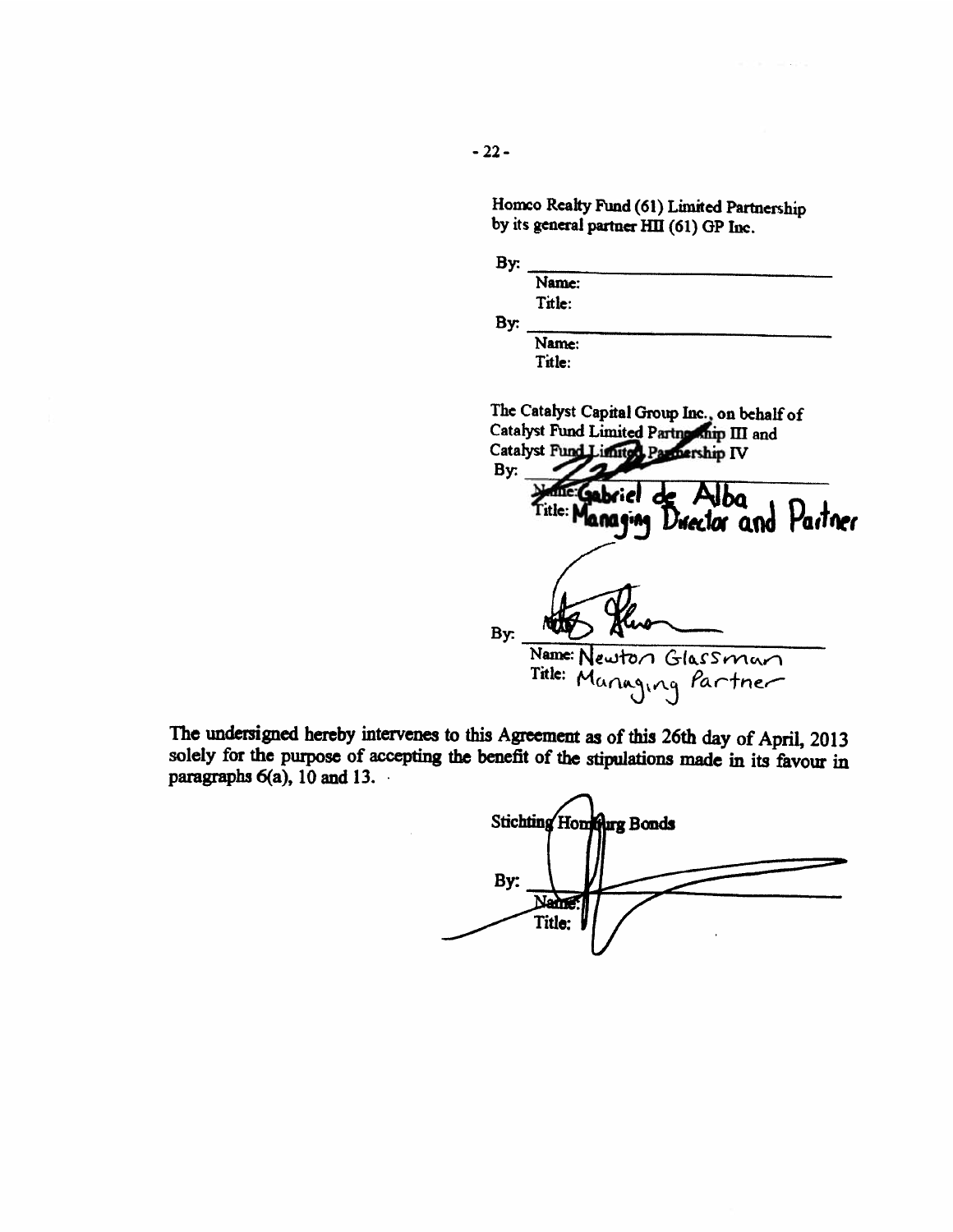Homco Realty Fund (61) Limited Partnership
by its general partner HII (61) GP Inc.

By: \_\_\_\_\_\_\_\_\_\_\_\_\_\_\_\_\_\_\_\_\_\_\_\_\_\_\_\_\_\_
Name:
Title:

By: \_\_\_\_\_\_\_\_\_\_\_\_\_\_\_\_\_\_\_\_\_\_\_\_\_\_\_\_\_\_
Name:
Title:

The Catalyst Capital Group Inc., on behalf of
Catalyst Fund Limited Partnership III and
Catalyst Fund Limited Partnership IV

By: \_\_\_\_\_\_\_\_\_\_\_\_\_\_\_\_\_\_\_\_\_\_\_\_\_\_\_\_\_\_
Name: Gabriel de Alba
Title: Managing Director and Partner

By: \_\_\_\_\_\_\_\_\_\_\_\_\_\_\_\_\_\_\_\_\_\_\_\_\_\_\_\_\_\_
Name: Newton Glassman
Title: Managing Partner

**The undersigned hereby intervenes to this Agreement as of this 26th day of April, 2013 solely for the purpose of accepting the benefit of the stipulations made in its favour in paragraphs 6(a), 10 and 13.**

Stichting Homburg Bonds

By: \_\_\_\_\_\_\_\_\_\_\_\_\_\_\_\_\_\_\_\_\_\_\_\_\_\_\_\_\_\_
Name:
Title: